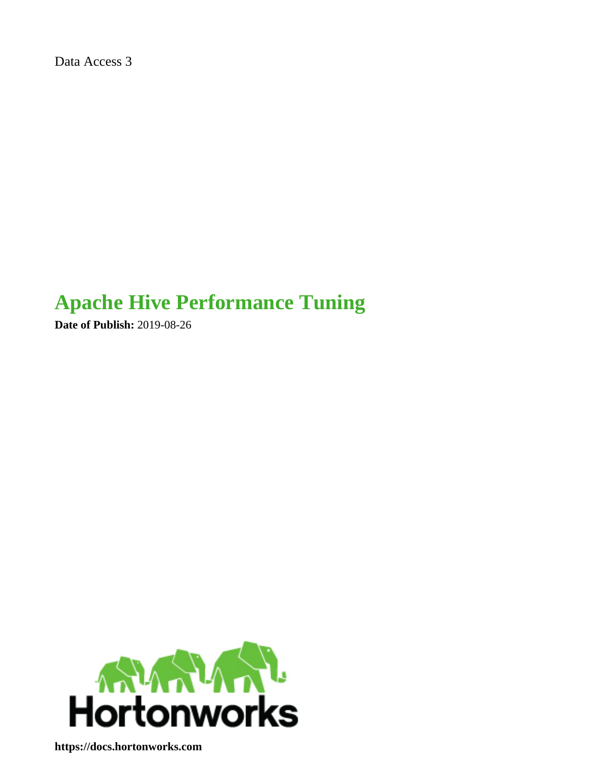Data Access 3

# Apache Hive Performance Tuning

**Date of Publish:** 2019-08-26

Hortonworks

**https://docs.hortonworks.com**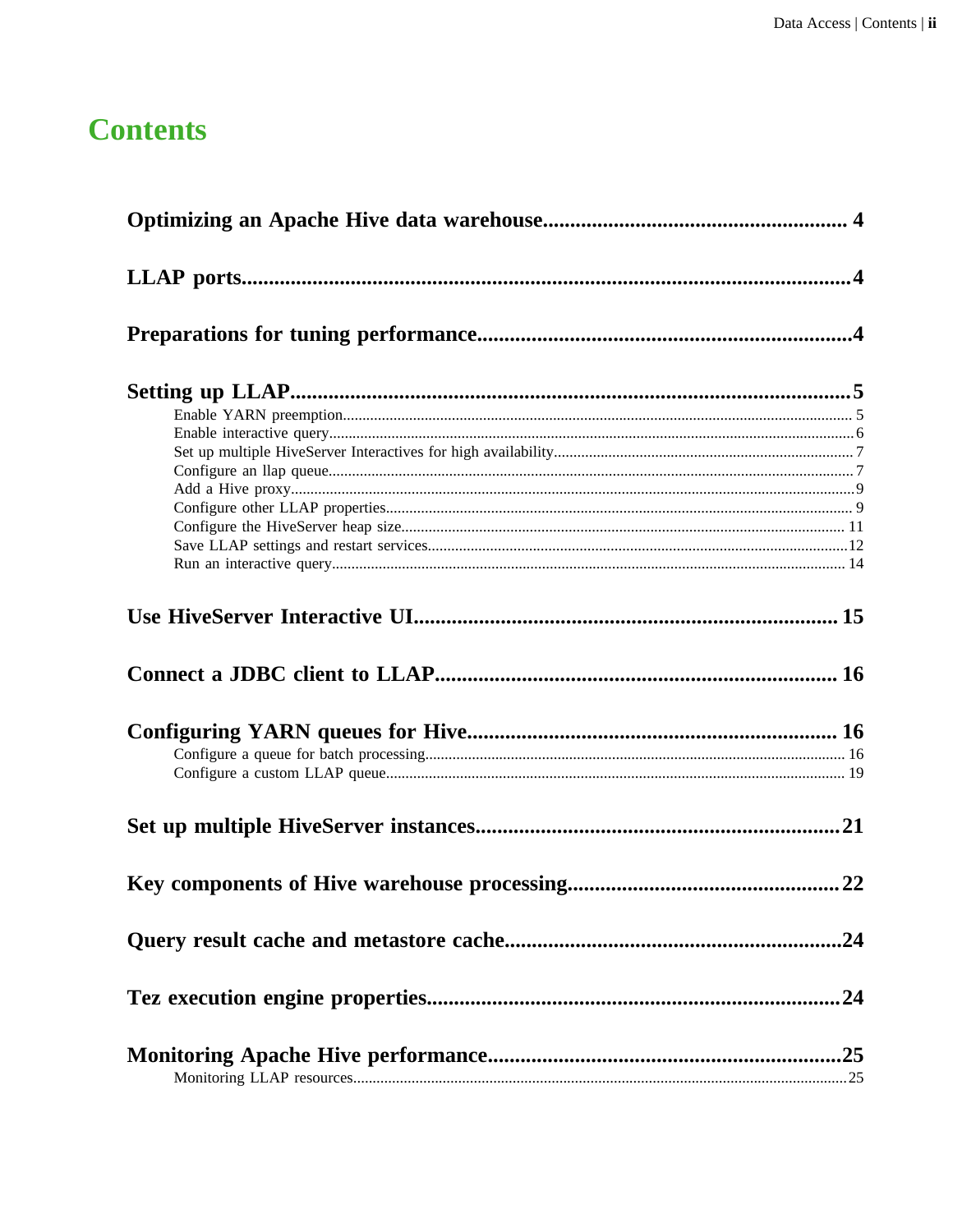# Contents

**Optimizing an Apache Hive data warehouse....................................................... 4**

**LLAP ports.................................................................................................................4**

**Preparations for tuning performance....................................................................4**

**Setting up LLAP.......................................................................................................5**

- Enable YARN preemption.......................................................................................................... 5
- Enable interactive query.............................................................................................................. 6
- Set up multiple HiveServer Interactives for high availability.................................................... 7
- Configure an llap queue.............................................................................................................. 7
- Add a Hive proxy........................................................................................................................9
- Configure other LLAP properties................................................................................................ 9
- Configure the HiveServer heap size.......................................................................................... 11
- Save LLAP settings and restart services....................................................................................12
- Run an interactive query............................................................................................................ 14

**Use HiveServer Interactive UI............................................................................. 15**

**Connect a JDBC client to LLAP......................................................................... 16**

**Configuring YARN queues for Hive.................................................................... 16**

- Configure a queue for batch processing.................................................................................... 16
- Configure a custom LLAP queue.............................................................................................. 19

**Set up multiple HiveServer instances...................................................................21**

**Key components of Hive warehouse processing.................................................22**

**Query result cache and metastore cache.............................................................24**

**Tez execution engine properties...........................................................................24**

**Monitoring Apache Hive performance.................................................................25**

- Monitoring LLAP resources.......................................................................................................25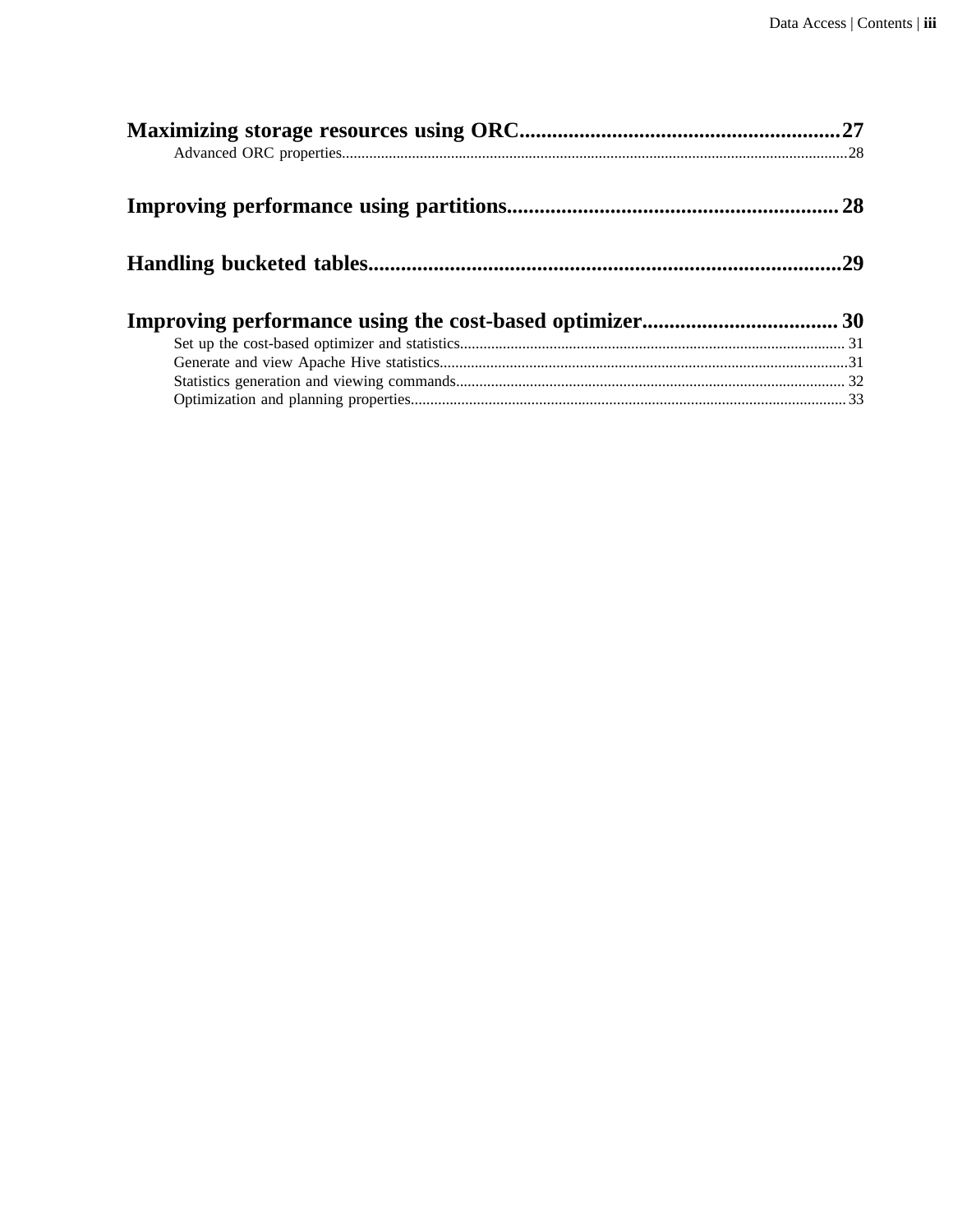**Maximizing storage resources using ORC....................................................... 27**

Advanced ORC properties....................................................................................................................28

**Improving performance using partitions.......................................................... 28**

**Handling bucketed tables.................................................................................29**

**Improving performance using the cost-based optimizer.................................. 30**

Set up the cost-based optimizer and statistics.................................................................................... 31

Generate and view Apache Hive statistics..........................................................................................31

Statistics generation and viewing commands..................................................................................... 32

Optimization and planning properties................................................................................................ 33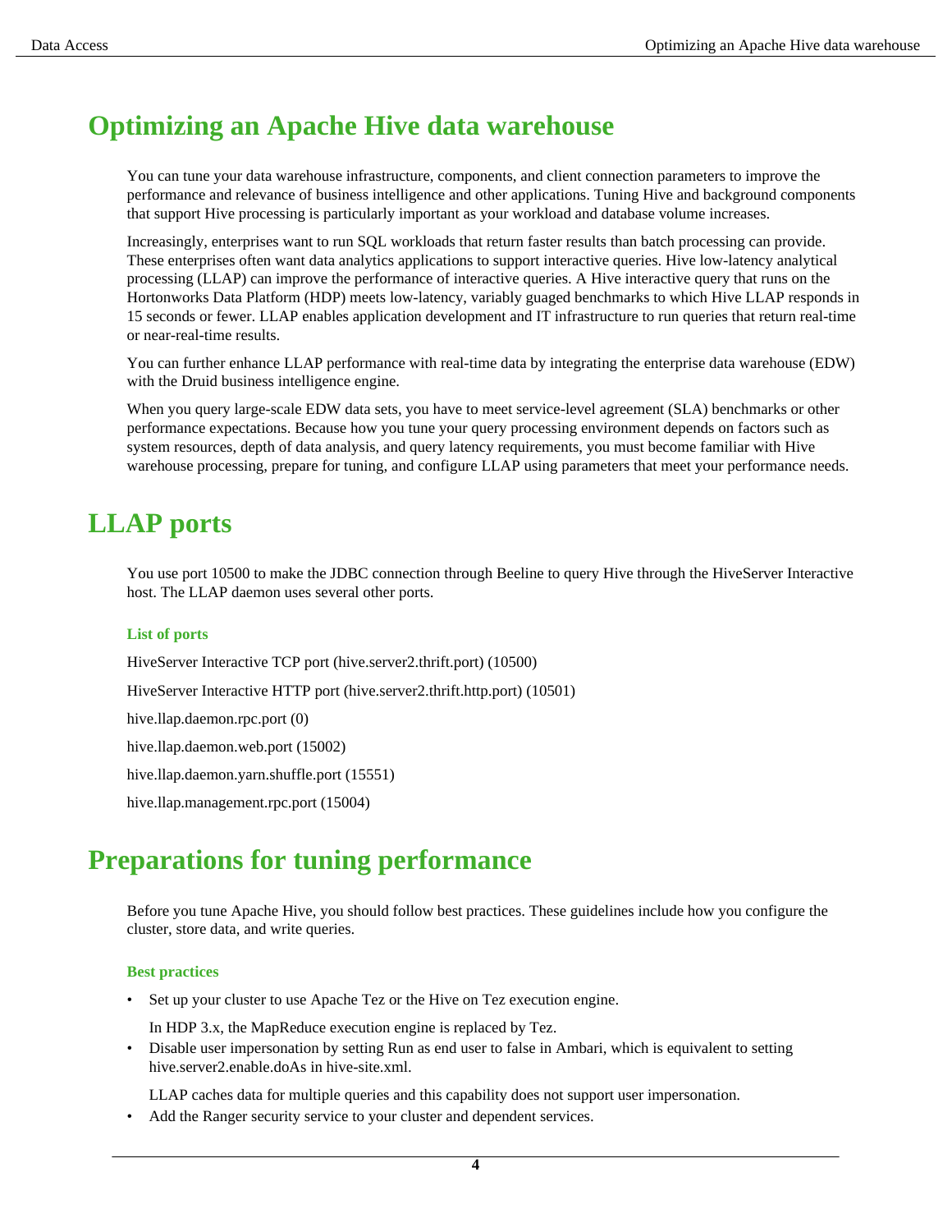# Optimizing an Apache Hive data warehouse

You can tune your data warehouse infrastructure, components, and client connection parameters to improve the performance and relevance of business intelligence and other applications. Tuning Hive and background components that support Hive processing is particularly important as your workload and database volume increases.

Increasingly, enterprises want to run SQL workloads that return faster results than batch processing can provide. These enterprises often want data analytics applications to support interactive queries. Hive low-latency analytical processing (LLAP) can improve the performance of interactive queries. A Hive interactive query that runs on the Hortonworks Data Platform (HDP) meets low-latency, variably guaged benchmarks to which Hive LLAP responds in 15 seconds or fewer. LLAP enables application development and IT infrastructure to run queries that return real-time or near-real-time results.

You can further enhance LLAP performance with real-time data by integrating the enterprise data warehouse (EDW) with the Druid business intelligence engine.

When you query large-scale EDW data sets, you have to meet service-level agreement (SLA) benchmarks or other performance expectations. Because how you tune your query processing environment depends on factors such as system resources, depth of data analysis, and query latency requirements, you must become familiar with Hive warehouse processing, prepare for tuning, and configure LLAP using parameters that meet your performance needs.

# LLAP ports

You use port 10500 to make the JDBC connection through Beeline to query Hive through the HiveServer Interactive host. The LLAP daemon uses several other ports.

### List of ports

HiveServer Interactive TCP port (hive.server2.thrift.port) (10500)

HiveServer Interactive HTTP port (hive.server2.thrift.http.port) (10501)

hive.llap.daemon.rpc.port (0)

hive.llap.daemon.web.port (15002)

hive.llap.daemon.yarn.shuffle.port (15551)

hive.llap.management.rpc.port (15004)

# Preparations for tuning performance

Before you tune Apache Hive, you should follow best practices. These guidelines include how you configure the cluster, store data, and write queries.

### Best practices

- Set up your cluster to use Apache Tez or the Hive on Tez execution engine.

  In HDP 3.x, the MapReduce execution engine is replaced by Tez.
- Disable user impersonation by setting Run as end user to false in Ambari, which is equivalent to setting hive.server2.enable.doAs in hive-site.xml.

  LLAP caches data for multiple queries and this capability does not support user impersonation.
- Add the Ranger security service to your cluster and dependent services.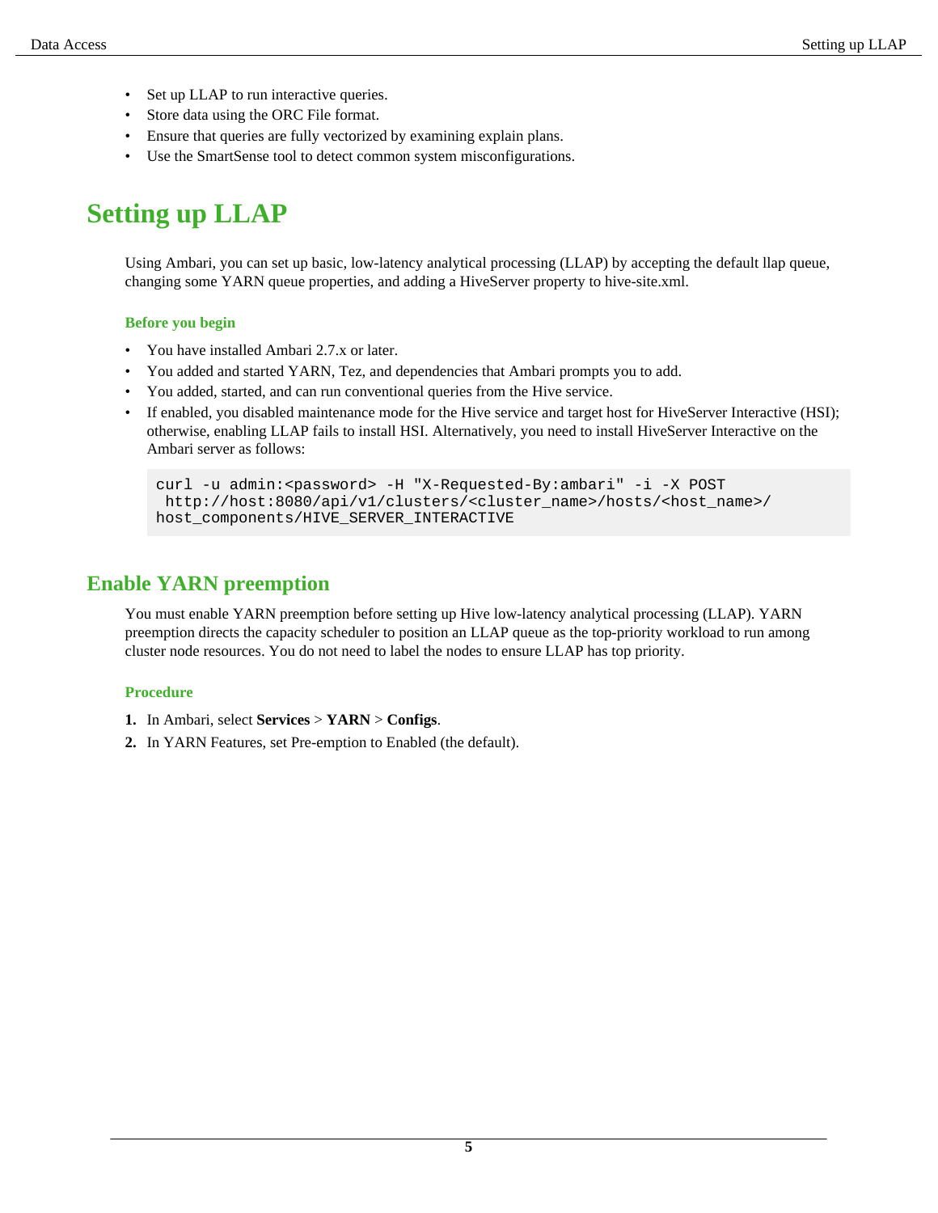- Set up LLAP to run interactive queries.
- Store data using the ORC File format.
- Ensure that queries are fully vectorized by examining explain plans.
- Use the SmartSense tool to detect common system misconfigurations.

# Setting up LLAP

Using Ambari, you can set up basic, low-latency analytical processing (LLAP) by accepting the default llap queue, changing some YARN queue properties, and adding a HiveServer property to hive-site.xml.

### Before you begin

- You have installed Ambari 2.7.x or later.
- You added and started YARN, Tez, and dependencies that Ambari prompts you to add.
- You added, started, and can run conventional queries from the Hive service.
- If enabled, you disabled maintenance mode for the Hive service and target host for HiveServer Interactive (HSI); otherwise, enabling LLAP fails to install HSI. Alternatively, you need to install HiveServer Interactive on the Ambari server as follows:

```
curl -u admin:<password> -H "X-Requested-By:ambari" -i -X POST
 http://host:8080/api/v1/clusters/<cluster_name>/hosts/<host_name>/
host_components/HIVE_SERVER_INTERACTIVE
```

## Enable YARN preemption

You must enable YARN preemption before setting up Hive low-latency analytical processing (LLAP). YARN preemption directs the capacity scheduler to position an LLAP queue as the top-priority workload to run among cluster node resources. You do not need to label the nodes to ensure LLAP has top priority.

### Procedure

1. In Ambari, select **Services** > **YARN** > **Configs**.
2. In YARN Features, set Pre-emption to Enabled (the default).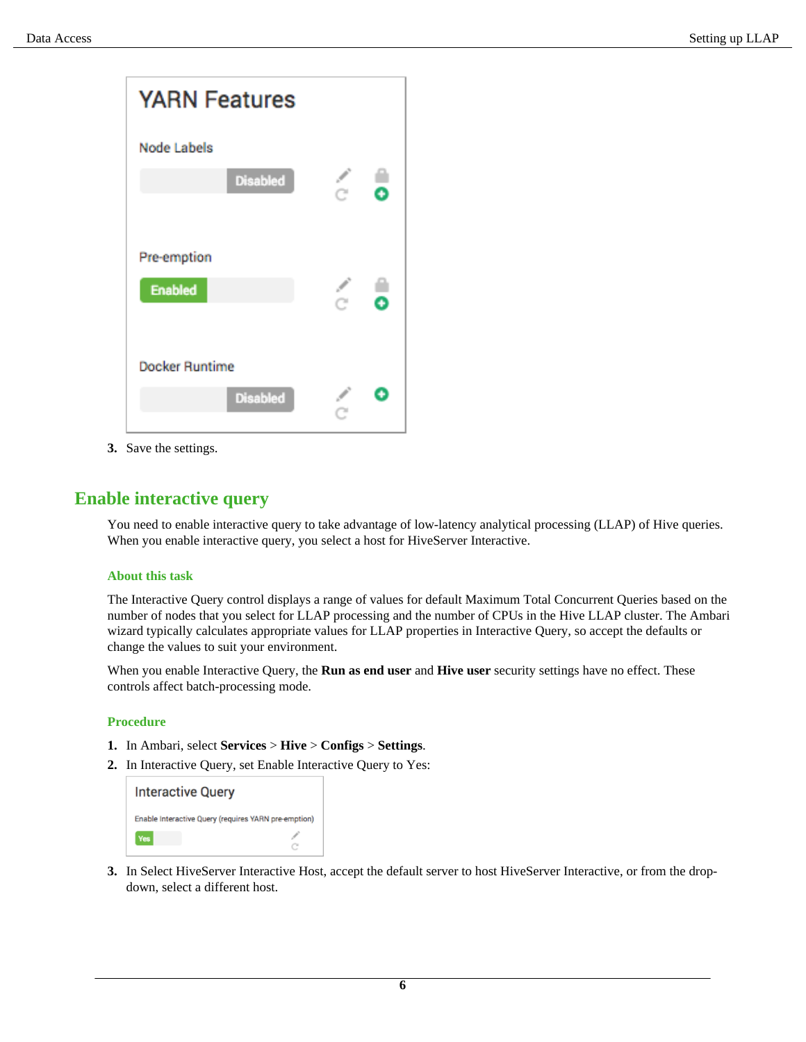3. Save the settings.

## Enable interactive query

You need to enable interactive query to take advantage of low-latency analytical processing (LLAP) of Hive queries. When you enable interactive query, you select a host for HiveServer Interactive.

### About this task

The Interactive Query control displays a range of values for default Maximum Total Concurrent Queries based on the number of nodes that you select for LLAP processing and the number of CPUs in the Hive LLAP cluster. The Ambari wizard typically calculates appropriate values for LLAP properties in Interactive Query, so accept the defaults or change the values to suit your environment.

When you enable Interactive Query, the **Run as end user** and **Hive user** security settings have no effect. These controls affect batch-processing mode.

### Procedure

1. In Ambari, select **Services** > **Hive** > **Configs** > **Settings**.
2. In Interactive Query, set Enable Interactive Query to Yes:
3. In Select HiveServer Interactive Host, accept the default server to host HiveServer Interactive, or from the drop-down, select a different host.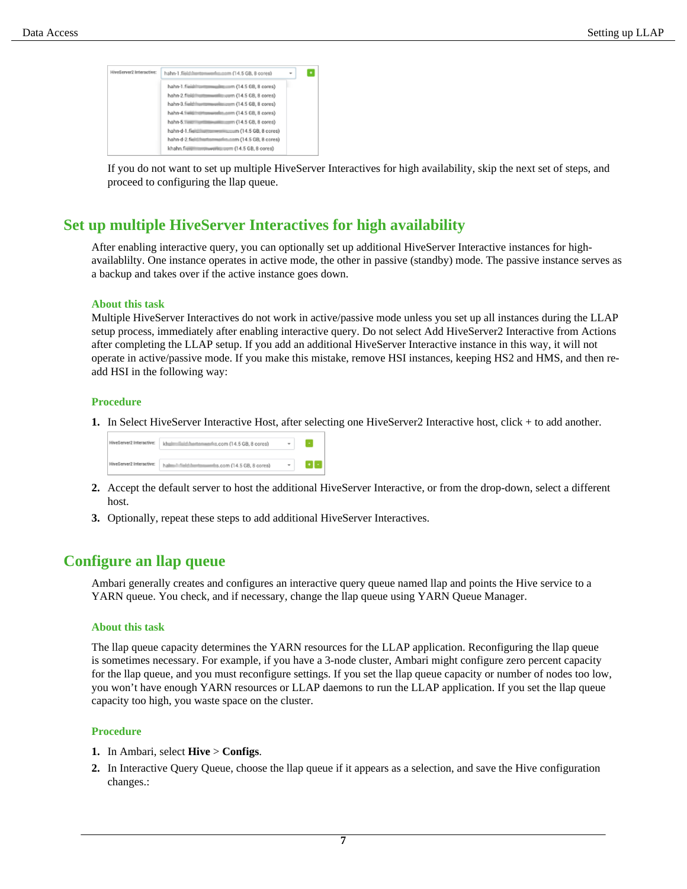If you do not want to set up multiple HiveServer Interactives for high availability, skip the next set of steps, and proceed to configuring the llap queue.

## Set up multiple HiveServer Interactives for high availability

After enabling interactive query, you can optionally set up additional HiveServer Interactive instances for high-availablilty. One instance operates in active mode, the other in passive (standby) mode. The passive instance serves as a backup and takes over if the active instance goes down.

### About this task

Multiple HiveServer Interactives do not work in active/passive mode unless you set up all instances during the LLAP setup process, immediately after enabling interactive query. Do not select Add HiveServer2 Interactive from Actions after completing the LLAP setup. If you add an additional HiveServer Interactive instance in this way, it will not operate in active/passive mode. If you make this mistake, remove HSI instances, keeping HS2 and HMS, and then re-add HSI in the following way:

### Procedure

1. In Select HiveServer Interactive Host, after selecting one HiveServer2 Interactive host, click + to add another.
2. Accept the default server to host the additional HiveServer Interactive, or from the drop-down, select a different host.
3. Optionally, repeat these steps to add additional HiveServer Interactives.

## Configure an llap queue

Ambari generally creates and configures an interactive query queue named llap and points the Hive service to a YARN queue. You check, and if necessary, change the llap queue using YARN Queue Manager.

### About this task

The llap queue capacity determines the YARN resources for the LLAP application. Reconfiguring the llap queue is sometimes necessary. For example, if you have a 3-node cluster, Ambari might configure zero percent capacity for the llap queue, and you must reconfigure settings. If you set the llap queue capacity or number of nodes too low, you won't have enough YARN resources or LLAP daemons to run the LLAP application. If you set the llap queue capacity too high, you waste space on the cluster.

### Procedure

1. In Ambari, select **Hive** > **Configs**.
2. In Interactive Query Queue, choose the llap queue if it appears as a selection, and save the Hive configuration changes.: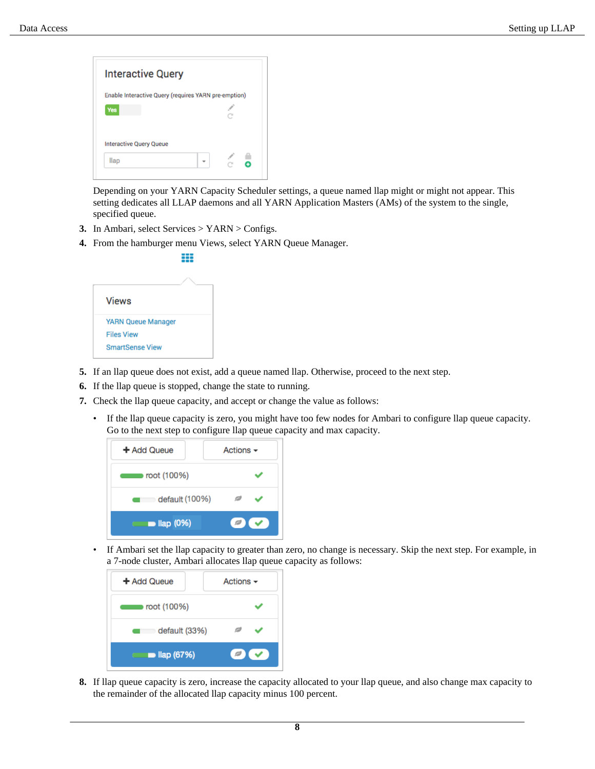Depending on your YARN Capacity Scheduler settings, a queue named llap might or might not appear. This setting dedicates all LLAP daemons and all YARN Application Masters (AMs) of the system to the single, specified queue.

3. In Ambari, select Services > YARN > Configs.
4. From the hamburger menu Views, select YARN Queue Manager.
5. If an llap queue does not exist, add a queue named llap. Otherwise, proceed to the next step.
6. If the llap queue is stopped, change the state to running.
7. Check the llap queue capacity, and accept or change the value as follows:
   - If the llap queue capacity is zero, you might have too few nodes for Ambari to configure llap queue capacity. Go to the next step to configure llap queue capacity and max capacity.
   - If Ambari set the llap capacity to greater than zero, no change is necessary. Skip the next step. For example, in a 7-node cluster, Ambari allocates llap queue capacity as follows:
8. If llap queue capacity is zero, increase the capacity allocated to your llap queue, and also change max capacity to the remainder of the allocated llap capacity minus 100 percent.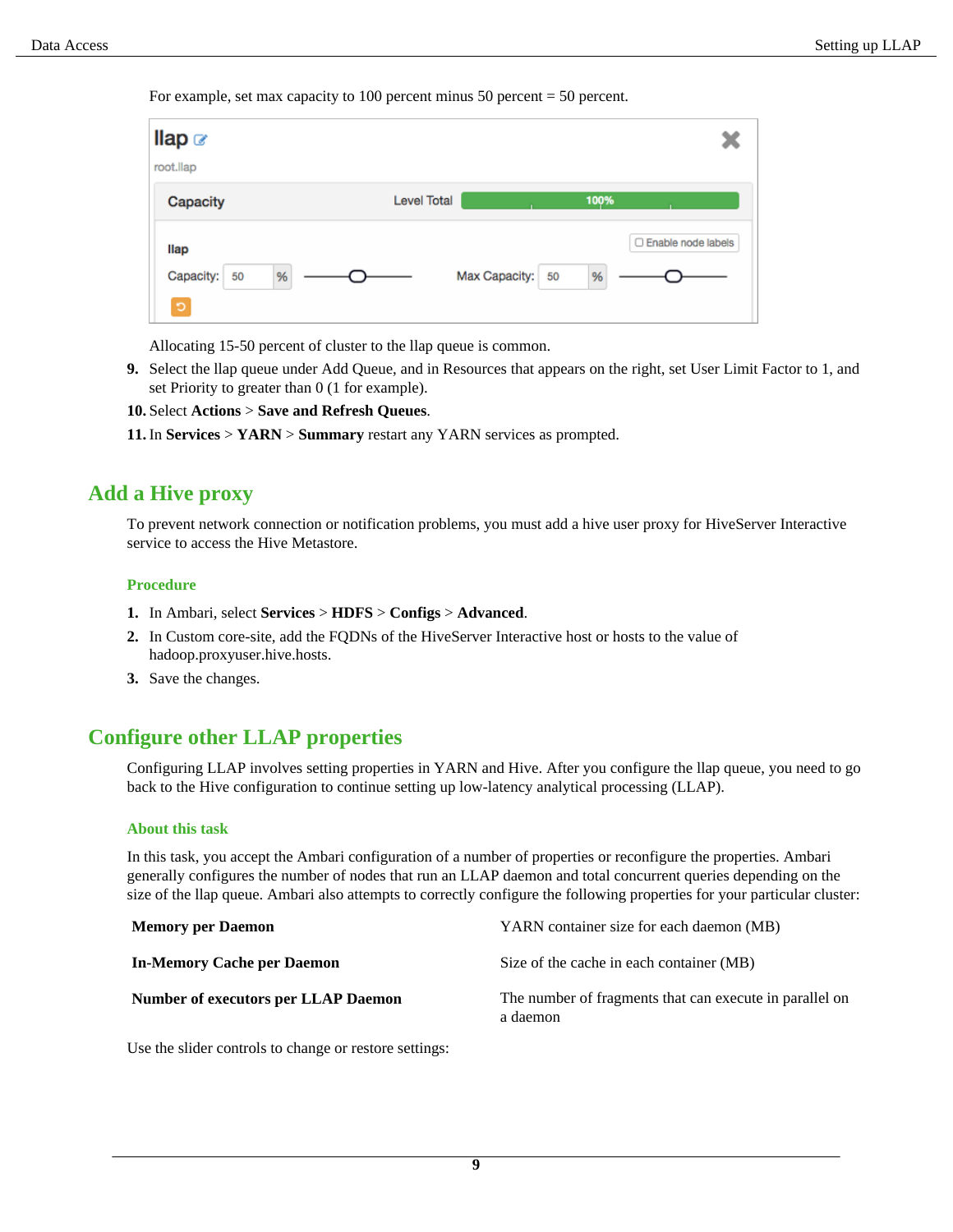For example, set max capacity to 100 percent minus 50 percent = 50 percent.

Allocating 15-50 percent of cluster to the llap queue is common.

9. Select the llap queue under Add Queue, and in Resources that appears on the right, set User Limit Factor to 1, and set Priority to greater than 0 (1 for example).
10. Select **Actions** > **Save and Refresh Queues**.
11. In **Services** > **YARN** > **Summary** restart any YARN services as prompted.

## Add a Hive proxy

To prevent network connection or notification problems, you must add a hive user proxy for HiveServer Interactive service to access the Hive Metastore.

### Procedure

1. In Ambari, select **Services** > **HDFS** > **Configs** > **Advanced**.
2. In Custom core-site, add the FQDNs of the HiveServer Interactive host or hosts to the value of hadoop.proxyuser.hive.hosts.
3. Save the changes.

## Configure other LLAP properties

Configuring LLAP involves setting properties in YARN and Hive. After you configure the llap queue, you need to go back to the Hive configuration to continue setting up low-latency analytical processing (LLAP).

### About this task

In this task, you accept the Ambari configuration of a number of properties or reconfigure the properties. Ambari generally configures the number of nodes that run an LLAP daemon and total concurrent queries depending on the size of the llap queue. Ambari also attempts to correctly configure the following properties for your particular cluster:

| | |
|---|---|
| **Memory per Daemon** | YARN container size for each daemon (MB) |
| **In-Memory Cache per Daemon** | Size of the cache in each container (MB) |
| **Number of executors per LLAP Daemon** | The number of fragments that can execute in parallel on a daemon |

Use the slider controls to change or restore settings: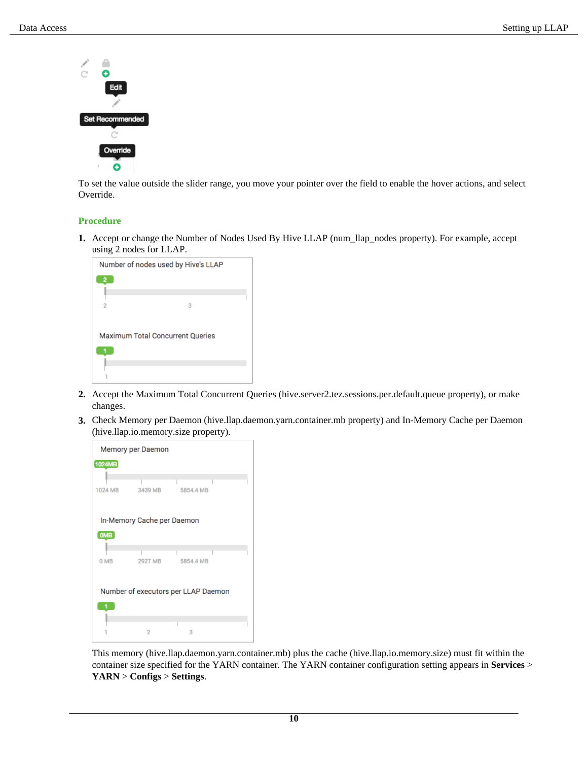To set the value outside the slider range, you move your pointer over the field to enable the hover actions, and select Override.

### Procedure

1. Accept or change the Number of Nodes Used By Hive LLAP (num_llap_nodes property). For example, accept using 2 nodes for LLAP.
2. Accept the Maximum Total Concurrent Queries (hive.server2.tez.sessions.per.default.queue property), or make changes.
3. Check Memory per Daemon (hive.llap.daemon.yarn.container.mb property) and In-Memory Cache per Daemon (hive.llap.io.memory.size property).

   This memory (hive.llap.daemon.yarn.container.mb) plus the cache (hive.llap.io.memory.size) must fit within the container size specified for the YARN container. The YARN container configuration setting appears in **Services** > **YARN** > **Configs** > **Settings**.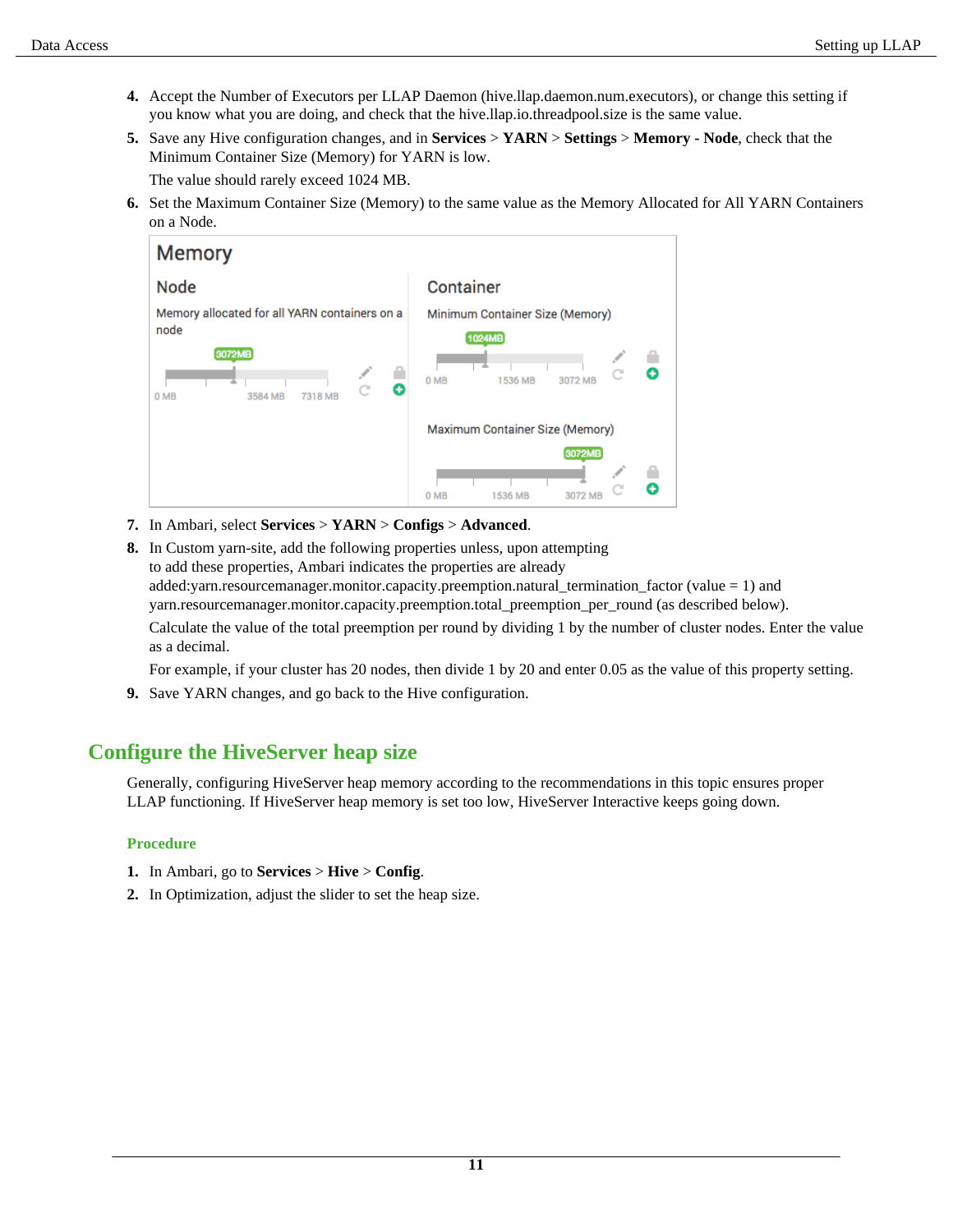4. Accept the Number of Executors per LLAP Daemon (hive.llap.daemon.num.executors), or change this setting if you know what you are doing, and check that the hive.llap.io.threadpool.size is the same value.
5. Save any Hive configuration changes, and in **Services** > **YARN** > **Settings** > **Memory - Node**, check that the Minimum Container Size (Memory) for YARN is low.

   The value should rarely exceed 1024 MB.
6. Set the Maximum Container Size (Memory) to the same value as the Memory Allocated for All YARN Containers on a Node.
7. In Ambari, select **Services** > **YARN** > **Configs** > **Advanced**.
8. In Custom yarn-site, add the following properties unless, upon attempting to add these properties, Ambari indicates the properties are already added:yarn.resourcemanager.monitor.capacity.preemption.natural_termination_factor (value = 1) and yarn.resourcemanager.monitor.capacity.preemption.total_preemption_per_round (as described below).

   Calculate the value of the total preemption per round by dividing 1 by the number of cluster nodes. Enter the value as a decimal.

   For example, if your cluster has 20 nodes, then divide 1 by 20 and enter 0.05 as the value of this property setting.
9. Save YARN changes, and go back to the Hive configuration.

## Configure the HiveServer heap size

Generally, configuring HiveServer heap memory according to the recommendations in this topic ensures proper LLAP functioning. If HiveServer heap memory is set too low, HiveServer Interactive keeps going down.

### Procedure

1. In Ambari, go to **Services** > **Hive** > **Config**.
2. In Optimization, adjust the slider to set the heap size.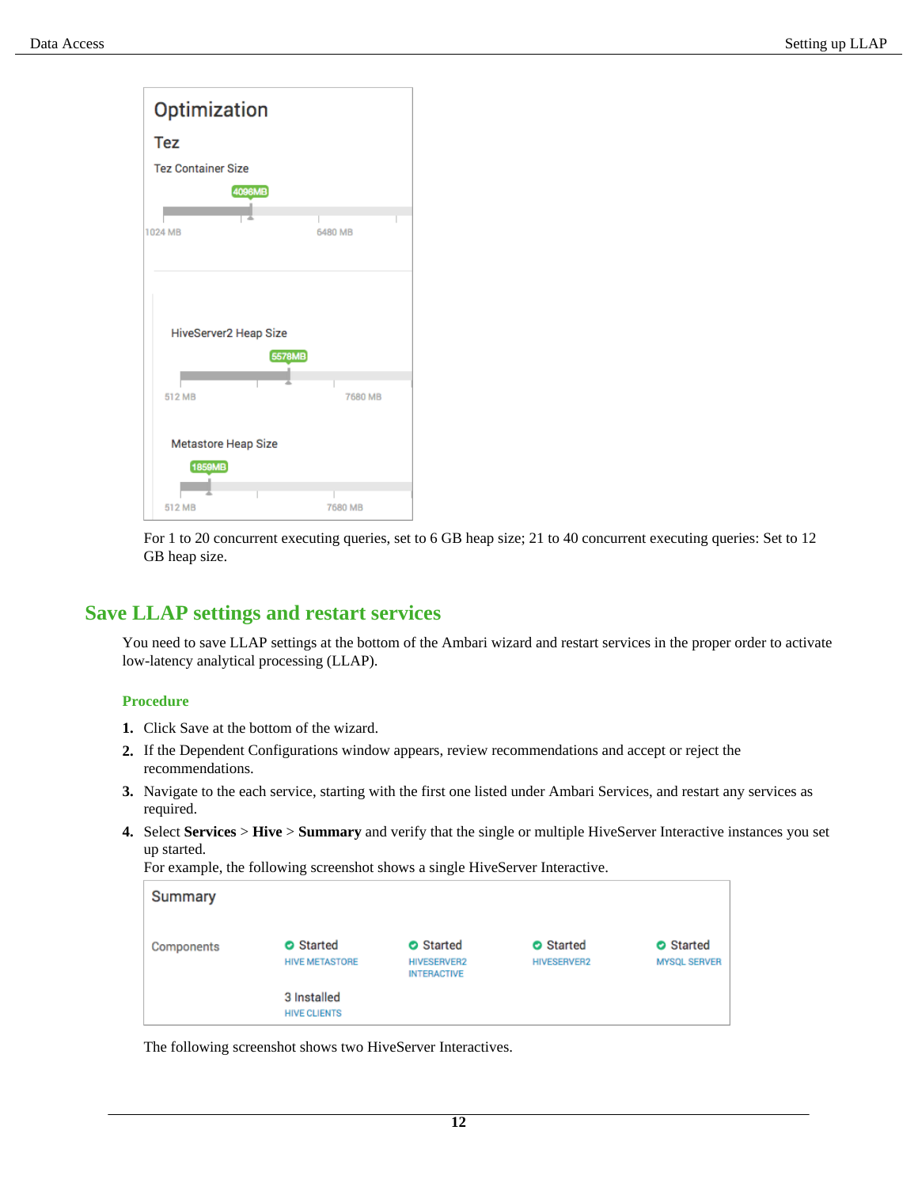For 1 to 20 concurrent executing queries, set to 6 GB heap size; 21 to 40 concurrent executing queries: Set to 12 GB heap size.

## Save LLAP settings and restart services

You need to save LLAP settings at the bottom of the Ambari wizard and restart services in the proper order to activate low-latency analytical processing (LLAP).

### Procedure

1. Click Save at the bottom of the wizard.
2. If the Dependent Configurations window appears, review recommendations and accept or reject the recommendations.
3. Navigate to the each service, starting with the first one listed under Ambari Services, and restart any services as required.
4. Select **Services** > **Hive** > **Summary** and verify that the single or multiple HiveServer Interactive instances you set up started.

   For example, the following screenshot shows a single HiveServer Interactive.

   The following screenshot shows two HiveServer Interactives.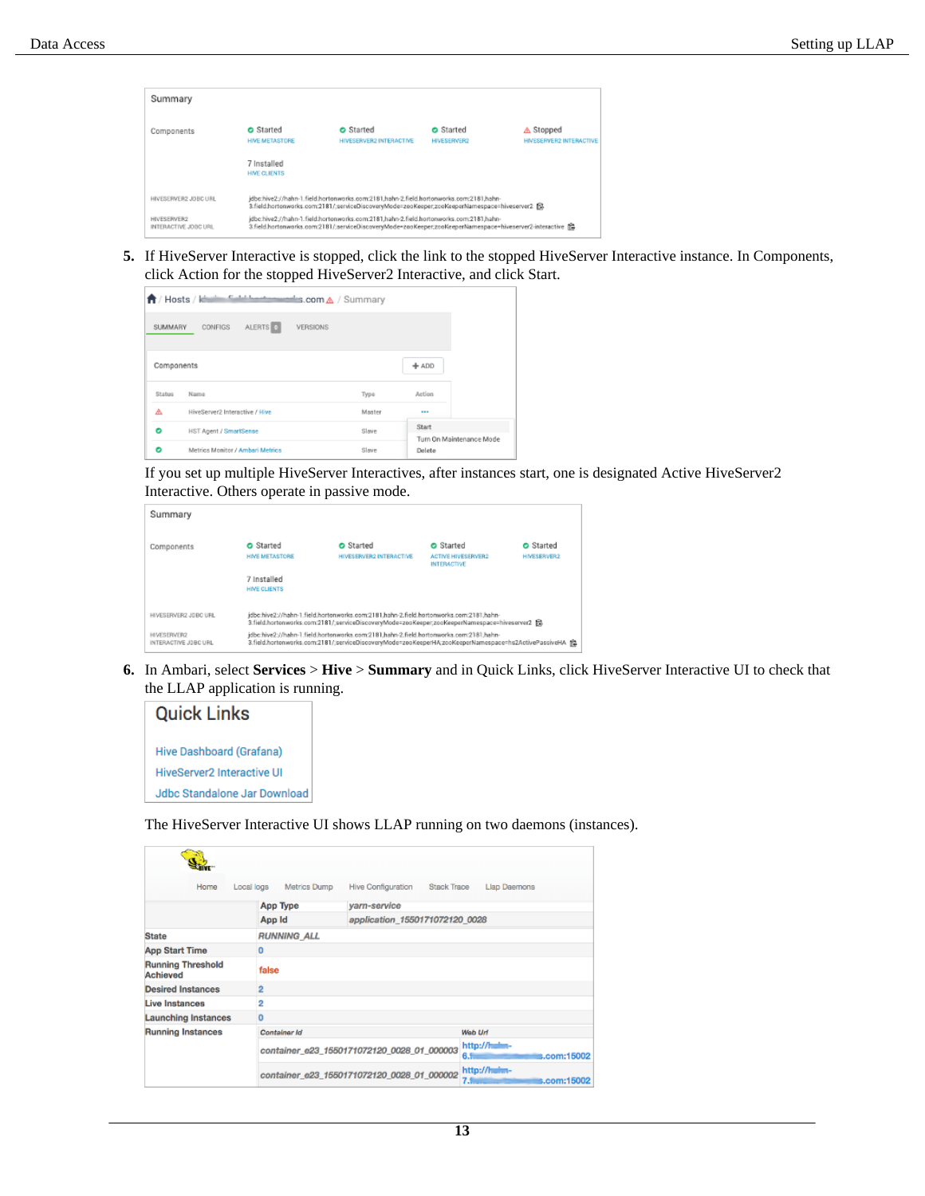5. If HiveServer Interactive is stopped, click the link to the stopped HiveServer Interactive instance. In Components, click Action for the stopped HiveServer2 Interactive, and click Start.

   If you set up multiple HiveServer Interactives, after instances start, one is designated Active HiveServer2 Interactive. Others operate in passive mode.

6. In Ambari, select **Services** > **Hive** > **Summary** and in Quick Links, click HiveServer Interactive UI to check that the LLAP application is running.

   The HiveServer Interactive UI shows LLAP running on two daemons (instances).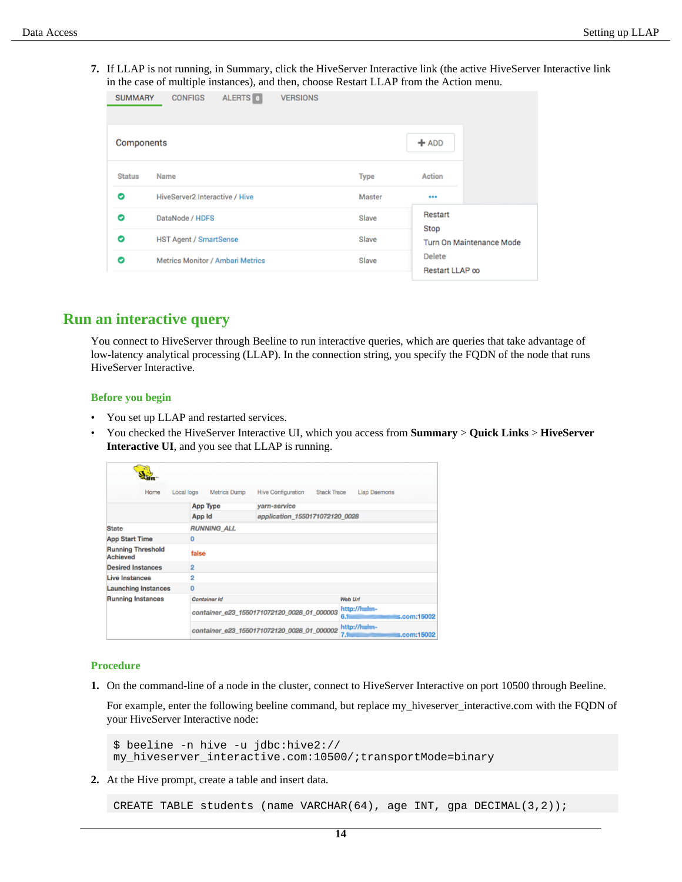7. If LLAP is not running, in Summary, click the HiveServer Interactive link (the active HiveServer Interactive link in the case of multiple instances), and then, choose Restart LLAP from the Action menu.

## Run an interactive query

You connect to HiveServer through Beeline to run interactive queries, which are queries that take advantage of low-latency analytical processing (LLAP). In the connection string, you specify the FQDN of the node that runs HiveServer Interactive.

### Before you begin

- You set up LLAP and restarted services.
- You checked the HiveServer Interactive UI, which you access from **Summary** > **Quick Links** > **HiveServer Interactive UI**, and you see that LLAP is running.

### Procedure

1. On the command-line of a node in the cluster, connect to HiveServer Interactive on port 10500 through Beeline.

   For example, enter the following beeline command, but replace my_hiveserver_interactive.com with the FQDN of your HiveServer Interactive node:

   ```
   $ beeline -n hive -u jdbc:hive2://
   my_hiveserver_interactive.com:10500/;transportMode=binary
   ```

2. At the Hive prompt, create a table and insert data.

   ```
   CREATE TABLE students (name VARCHAR(64), age INT, gpa DECIMAL(3,2));
   ```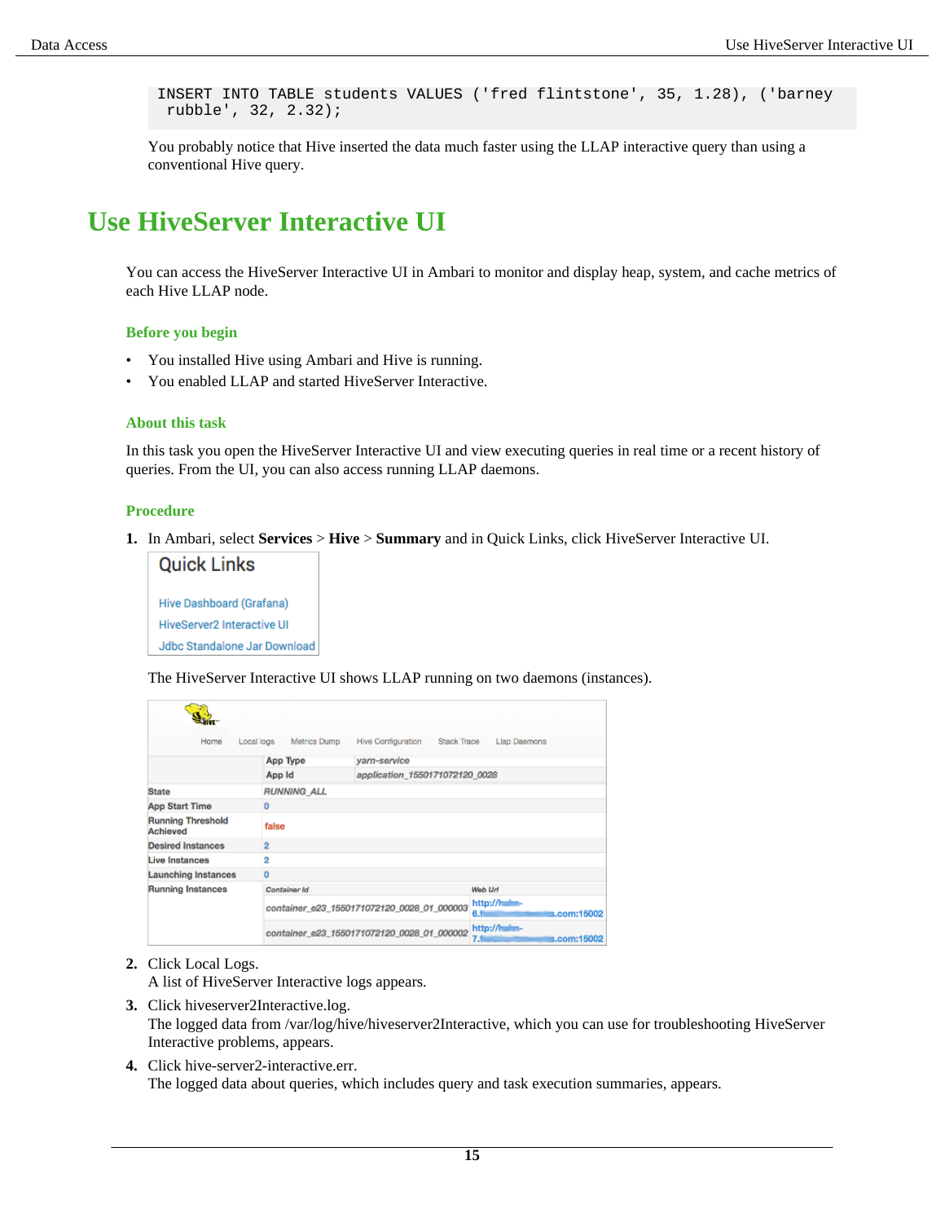```
INSERT INTO TABLE students VALUES ('fred flintstone', 35, 1.28), ('barney
 rubble', 32, 2.32);
```

You probably notice that Hive inserted the data much faster using the LLAP interactive query than using a conventional Hive query.

# Use HiveServer Interactive UI

You can access the HiveServer Interactive UI in Ambari to monitor and display heap, system, and cache metrics of each Hive LLAP node.

### Before you begin

- You installed Hive using Ambari and Hive is running.
- You enabled LLAP and started HiveServer Interactive.

### About this task

In this task you open the HiveServer Interactive UI and view executing queries in real time or a recent history of queries. From the UI, you can also access running LLAP daemons.

### Procedure

1. In Ambari, select **Services** > **Hive** > **Summary** and in Quick Links, click HiveServer Interactive UI.

   The HiveServer Interactive UI shows LLAP running on two daemons (instances).

2. Click Local Logs.
   A list of HiveServer Interactive logs appears.
3. Click hiveserver2Interactive.log.
   The logged data from /var/log/hive/hiveserver2Interactive, which you can use for troubleshooting HiveServer Interactive problems, appears.
4. Click hive-server2-interactive.err.
   The logged data about queries, which includes query and task execution summaries, appears.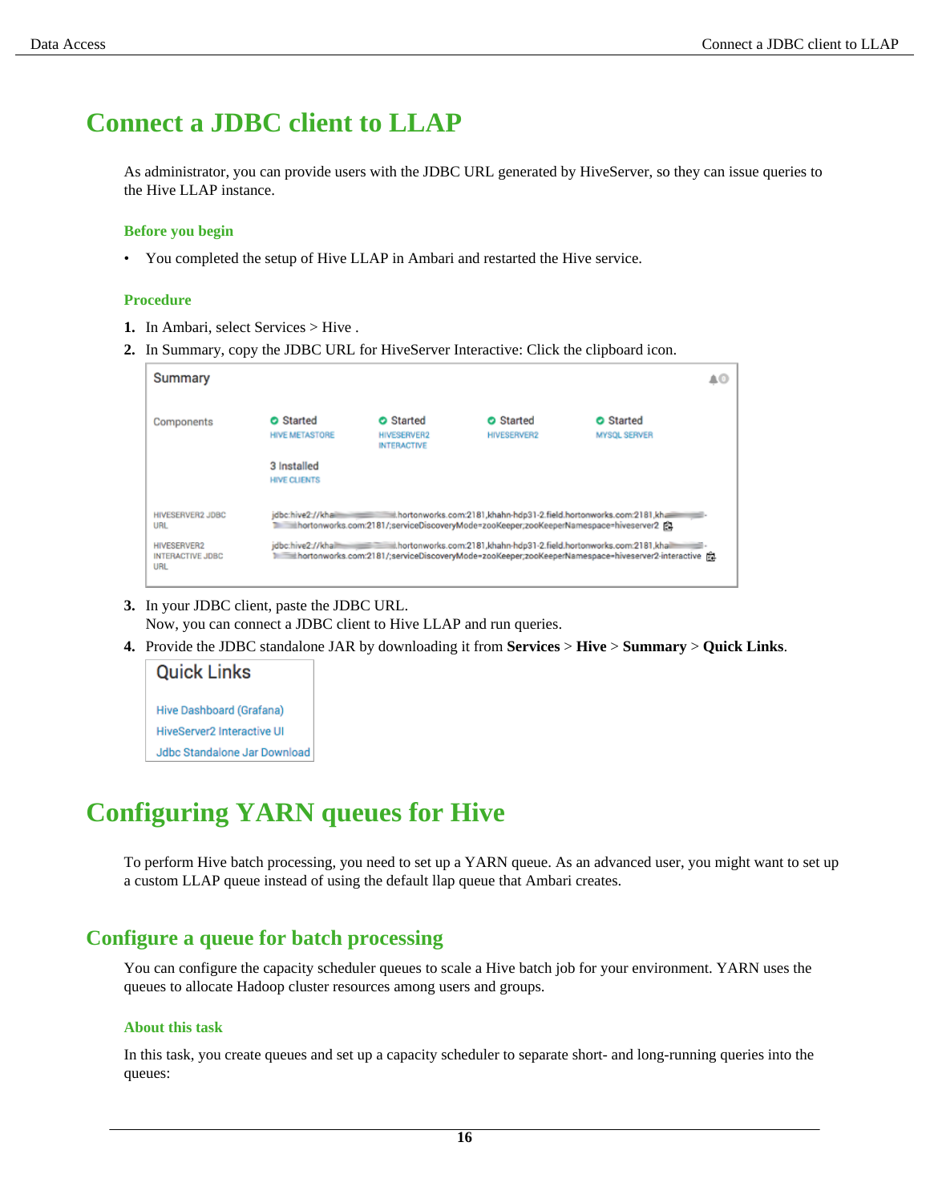# Connect a JDBC client to LLAP

As administrator, you can provide users with the JDBC URL generated by HiveServer, so they can issue queries to the Hive LLAP instance.

### Before you begin

- You completed the setup of Hive LLAP in Ambari and restarted the Hive service.

### Procedure

1. In Ambari, select Services > Hive .
2. In Summary, copy the JDBC URL for HiveServer Interactive: Click the clipboard icon.
3. In your JDBC client, paste the JDBC URL.
   Now, you can connect a JDBC client to Hive LLAP and run queries.
4. Provide the JDBC standalone JAR by downloading it from **Services** > **Hive** > **Summary** > **Quick Links**.

# Configuring YARN queues for Hive

To perform Hive batch processing, you need to set up a YARN queue. As an advanced user, you might want to set up a custom LLAP queue instead of using the default llap queue that Ambari creates.

## Configure a queue for batch processing

You can configure the capacity scheduler queues to scale a Hive batch job for your environment. YARN uses the queues to allocate Hadoop cluster resources among users and groups.

### About this task

In this task, you create queues and set up a capacity scheduler to separate short- and long-running queries into the queues: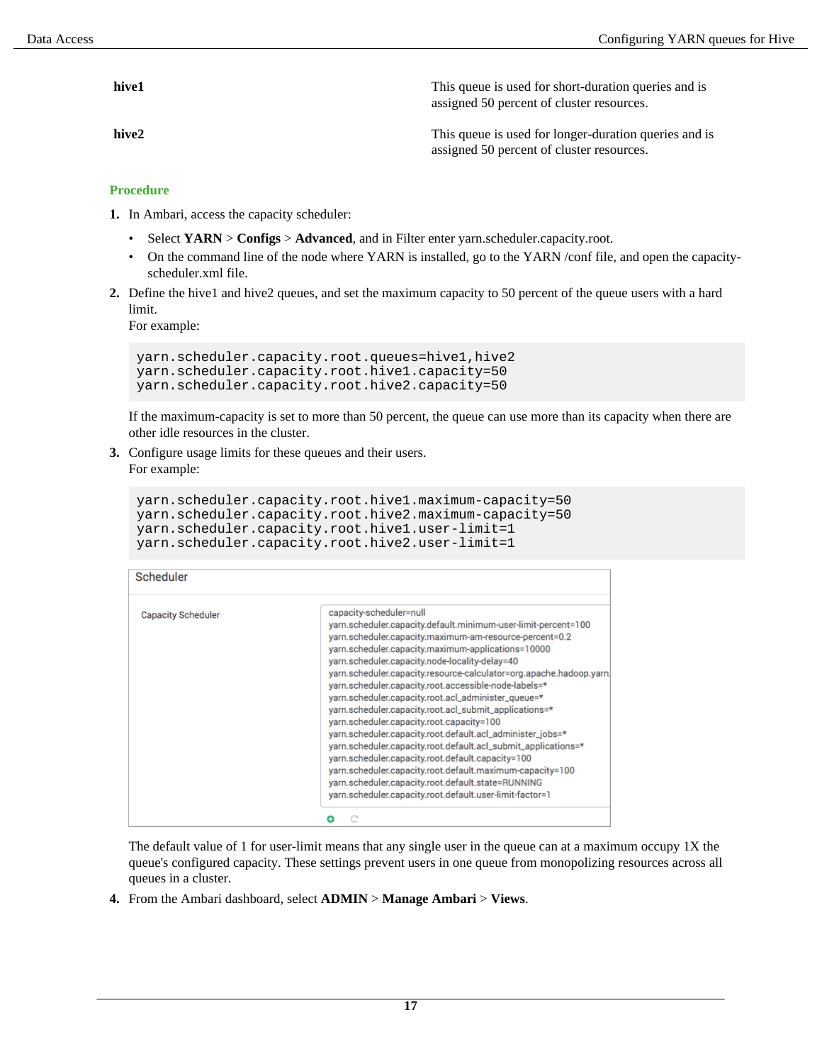| | |
|---|---|
| **hive1** | This queue is used for short-duration queries and is assigned 50 percent of cluster resources. |
| **hive2** | This queue is used for longer-duration queries and is assigned 50 percent of cluster resources. |

### Procedure

1. In Ambari, access the capacity scheduler:
   - Select **YARN** > **Configs** > **Advanced**, and in Filter enter yarn.scheduler.capacity.root.
   - On the command line of the node where YARN is installed, go to the YARN /conf file, and open the capacity-scheduler.xml file.
2. Define the hive1 and hive2 queues, and set the maximum capacity to 50 percent of the queue users with a hard limit.
   For example:

   ```
   yarn.scheduler.capacity.root.queues=hive1,hive2
   yarn.scheduler.capacity.root.hive1.capacity=50
   yarn.scheduler.capacity.root.hive2.capacity=50
   ```

   If the maximum-capacity is set to more than 50 percent, the queue can use more than its capacity when there are other idle resources in the cluster.
3. Configure usage limits for these queues and their users.
   For example:

   ```
   yarn.scheduler.capacity.root.hive1.maximum-capacity=50
   yarn.scheduler.capacity.root.hive2.maximum-capacity=50
   yarn.scheduler.capacity.root.hive1.user-limit=1
   yarn.scheduler.capacity.root.hive2.user-limit=1
   ```

   Scheduler

   Capacity Scheduler

   ```
   capacity-scheduler=null
   yarn.scheduler.capacity.default.minimum-user-limit-percent=100
   yarn.scheduler.capacity.maximum-am-resource-percent=0.2
   yarn.scheduler.capacity.maximum-applications=10000
   yarn.scheduler.capacity.node-locality-delay=40
   yarn.scheduler.capacity.resource-calculator=org.apache.hadoop.yarn.
   yarn.scheduler.capacity.root.accessible-node-labels=*
   yarn.scheduler.capacity.root.acl_administer_queue=*
   yarn.scheduler.capacity.root.acl_submit_applications=*
   yarn.scheduler.capacity.root.capacity=100
   yarn.scheduler.capacity.root.default.acl_administer_jobs=*
   yarn.scheduler.capacity.root.default.acl_submit_applications=*
   yarn.scheduler.capacity.root.default.capacity=100
   yarn.scheduler.capacity.root.default.maximum-capacity=100
   yarn.scheduler.capacity.root.default.state=RUNNING
   yarn.scheduler.capacity.root.default.user-limit-factor=1
   ```

   The default value of 1 for user-limit means that any single user in the queue can at a maximum occupy 1X the queue's configured capacity. These settings prevent users in one queue from monopolizing resources across all queues in a cluster.
4. From the Ambari dashboard, select **ADMIN** > **Manage Ambari** > **Views**.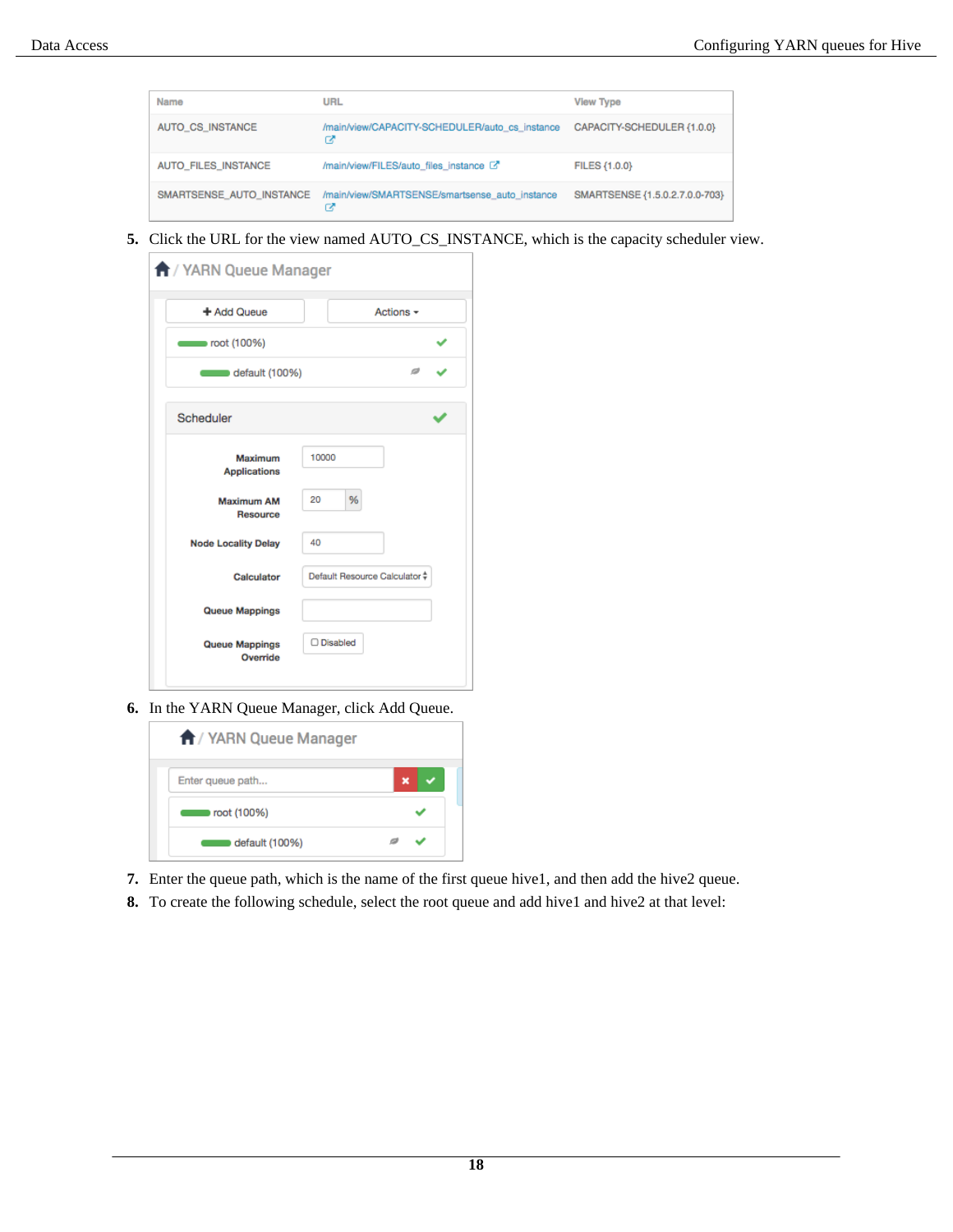| Name | URL | View Type |
|---|---|---|
| AUTO_CS_INSTANCE | /main/view/CAPACITY-SCHEDULER/auto_cs_instance | CAPACITY-SCHEDULER {1.0.0} |
| AUTO_FILES_INSTANCE | /main/view/FILES/auto_files_instance | FILES {1.0.0} |
| SMARTSENSE_AUTO_INSTANCE | /main/view/SMARTSENSE/smartsense_auto_instance | SMARTSENSE {1.5.0.2.7.0.0-703} |

5. Click the URL for the view named AUTO_CS_INSTANCE, which is the capacity scheduler view.

6. In the YARN Queue Manager, click Add Queue.

7. Enter the queue path, which is the name of the first queue hive1, and then add the hive2 queue.
8. To create the following schedule, select the root queue and add hive1 and hive2 at that level: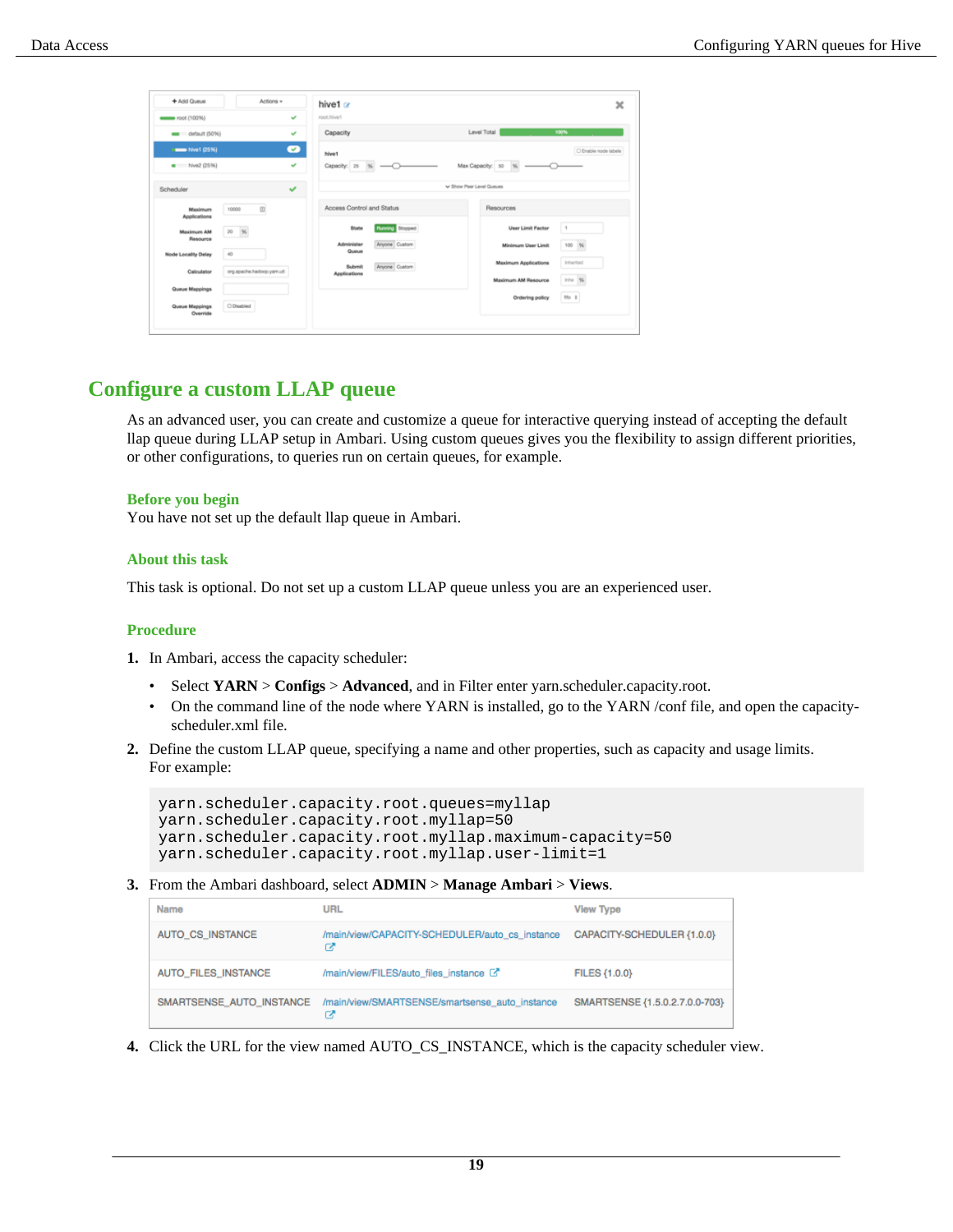## Configure a custom LLAP queue

As an advanced user, you can create and customize a queue for interactive querying instead of accepting the default llap queue during LLAP setup in Ambari. Using custom queues gives you the flexibility to assign different priorities, or other configurations, to queries run on certain queues, for example.

### Before you begin

You have not set up the default llap queue in Ambari.

### About this task

This task is optional. Do not set up a custom LLAP queue unless you are an experienced user.

### Procedure

1. In Ambari, access the capacity scheduler:
   - Select **YARN** > **Configs** > **Advanced**, and in Filter enter yarn.scheduler.capacity.root.
   - On the command line of the node where YARN is installed, go to the YARN /conf file, and open the capacity-scheduler.xml file.
2. Define the custom LLAP queue, specifying a name and other properties, such as capacity and usage limits. For example:

```
yarn.scheduler.capacity.root.queues=myllap
yarn.scheduler.capacity.root.myllap=50
yarn.scheduler.capacity.root.myllap.maximum-capacity=50
yarn.scheduler.capacity.root.myllap.user-limit=1
```

3. From the Ambari dashboard, select **ADMIN** > **Manage Ambari** > **Views**.

| Name | URL | View Type |
|---|---|---|
| AUTO_CS_INSTANCE | /main/view/CAPACITY-SCHEDULER/auto_cs_instance | CAPACITY-SCHEDULER {1.0.0} |
| AUTO_FILES_INSTANCE | /main/view/FILES/auto_files_instance | FILES {1.0.0} |
| SMARTSENSE_AUTO_INSTANCE | /main/view/SMARTSENSE/smartsense_auto_instance | SMARTSENSE {1.5.0.2.7.0.0-703} |

4. Click the URL for the view named AUTO_CS_INSTANCE, which is the capacity scheduler view.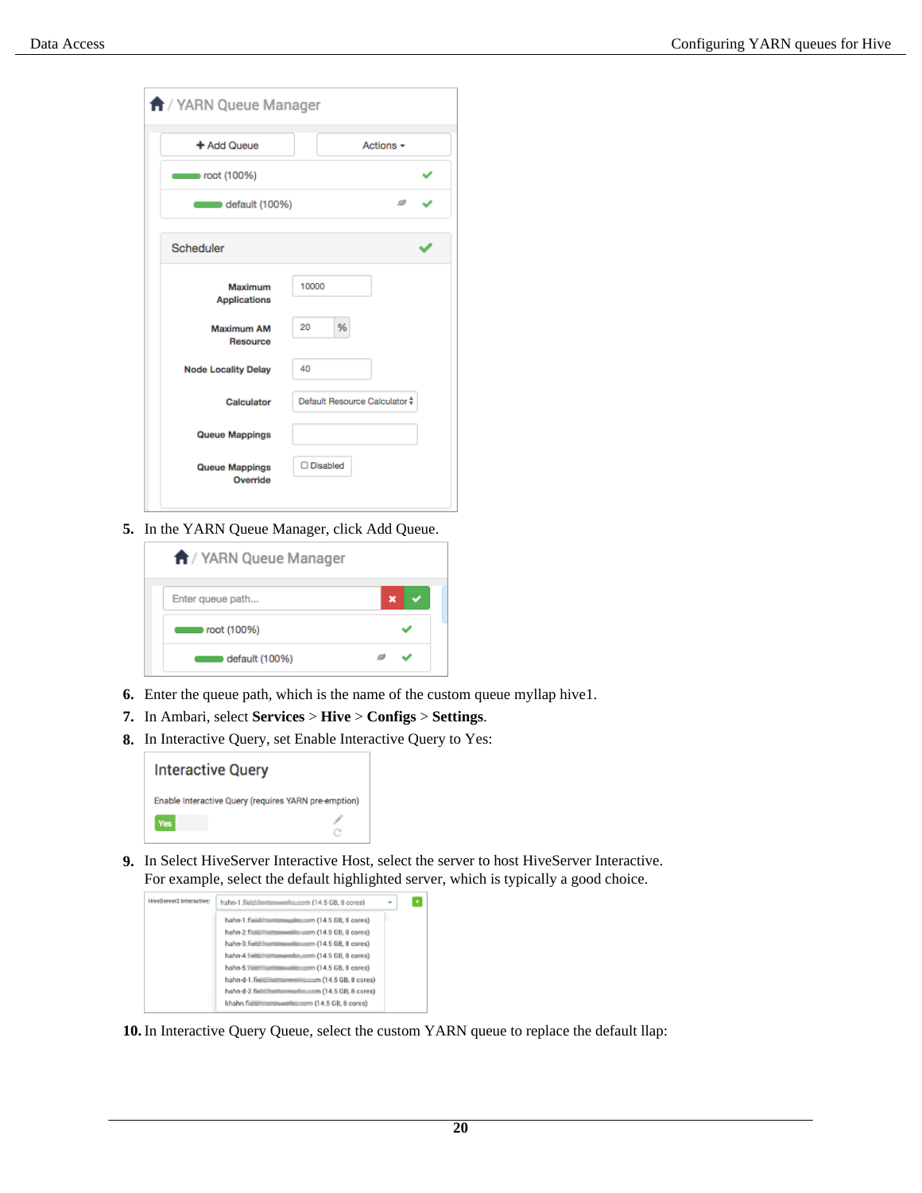5. In the YARN Queue Manager, click Add Queue.

6. Enter the queue path, which is the name of the custom queue myllap hive1.
7. In Ambari, select **Services** > **Hive** > **Configs** > **Settings**.
8. In Interactive Query, set Enable Interactive Query to Yes:

9. In Select HiveServer Interactive Host, select the server to host HiveServer Interactive. For example, select the default highlighted server, which is typically a good choice.

10. In Interactive Query Queue, select the custom YARN queue to replace the default llap: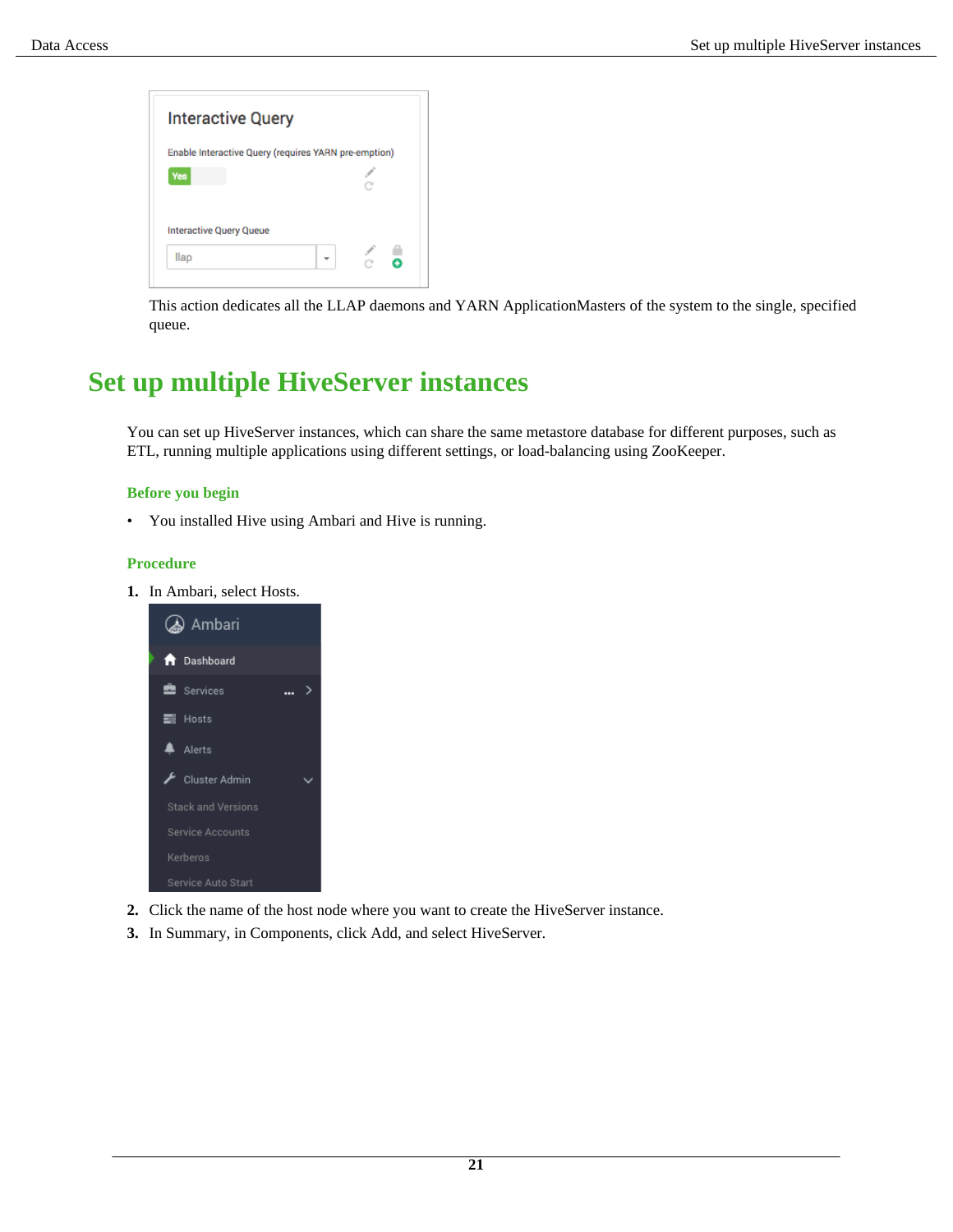This action dedicates all the LLAP daemons and YARN ApplicationMasters of the system to the single, specified queue.

# Set up multiple HiveServer instances

You can set up HiveServer instances, which can share the same metastore database for different purposes, such as ETL, running multiple applications using different settings, or load-balancing using ZooKeeper.

### Before you begin

- You installed Hive using Ambari and Hive is running.

### Procedure

1. In Ambari, select Hosts.
2. Click the name of the host node where you want to create the HiveServer instance.
3. In Summary, in Components, click Add, and select HiveServer.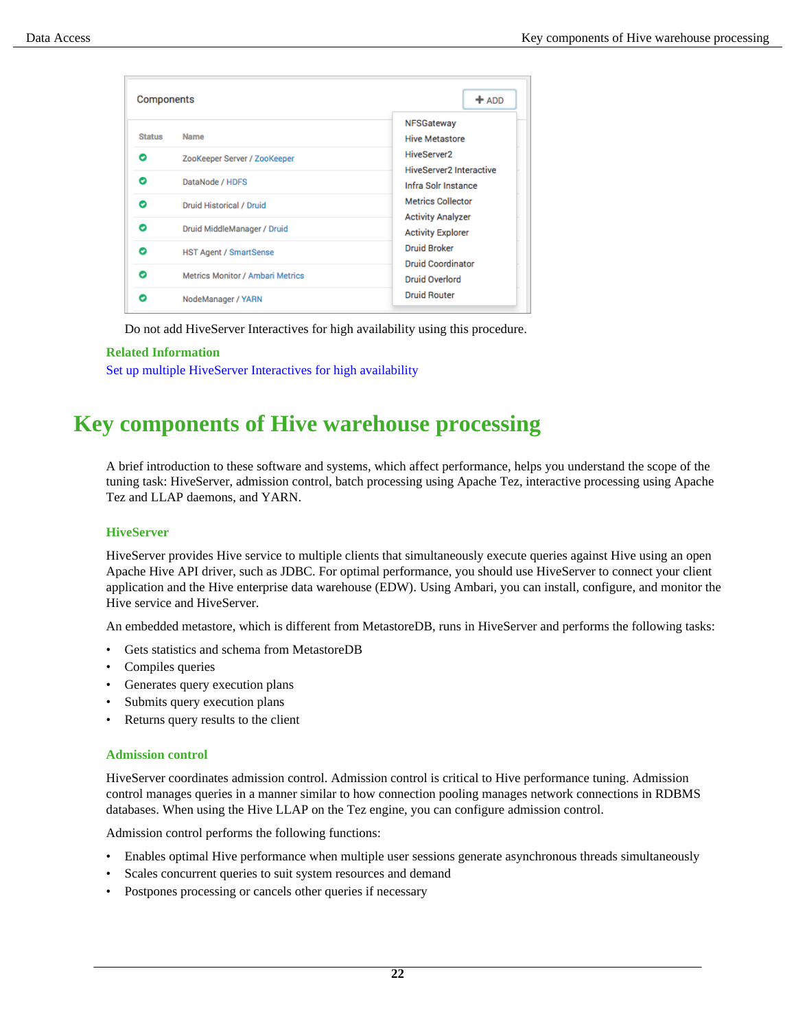Do not add HiveServer Interactives for high availability using this procedure.

**Related Information**

Set up multiple HiveServer Interactives for high availability

# Key components of Hive warehouse processing

A brief introduction to these software and systems, which affect performance, helps you understand the scope of the tuning task: HiveServer, admission control, batch processing using Apache Tez, interactive processing using Apache Tez and LLAP daemons, and YARN.

## HiveServer

HiveServer provides Hive service to multiple clients that simultaneously execute queries against Hive using an open Apache Hive API driver, such as JDBC. For optimal performance, you should use HiveServer to connect your client application and the Hive enterprise data warehouse (EDW). Using Ambari, you can install, configure, and monitor the Hive service and HiveServer.

An embedded metastore, which is different from MetastoreDB, runs in HiveServer and performs the following tasks:

- Gets statistics and schema from MetastoreDB
- Compiles queries
- Generates query execution plans
- Submits query execution plans
- Returns query results to the client

## Admission control

HiveServer coordinates admission control. Admission control is critical to Hive performance tuning. Admission control manages queries in a manner similar to how connection pooling manages network connections in RDBMS databases. When using the Hive LLAP on the Tez engine, you can configure admission control.

Admission control performs the following functions:

- Enables optimal Hive performance when multiple user sessions generate asynchronous threads simultaneously
- Scales concurrent queries to suit system resources and demand
- Postpones processing or cancels other queries if necessary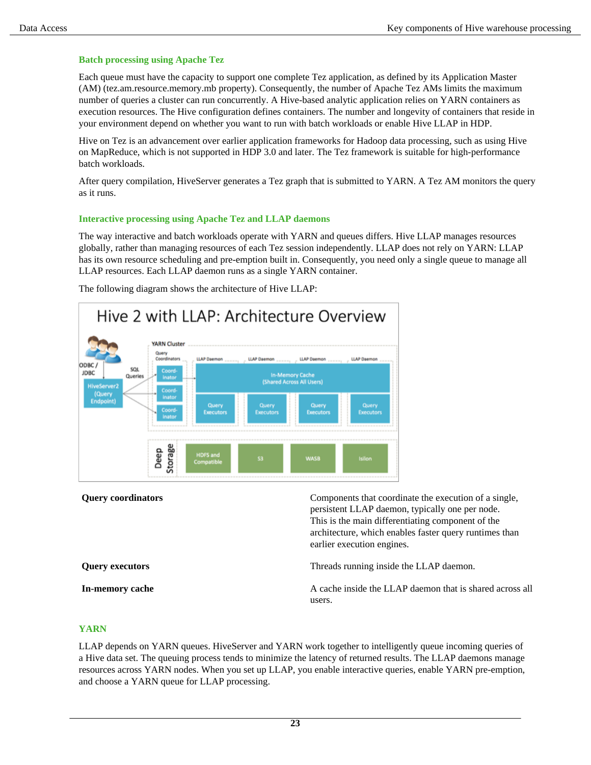### Batch processing using Apache Tez

Each queue must have the capacity to support one complete Tez application, as defined by its Application Master (AM) (tez.am.resource.memory.mb property). Consequently, the number of Apache Tez AMs limits the maximum number of queries a cluster can run concurrently. A Hive-based analytic application relies on YARN containers as execution resources. The Hive configuration defines containers. The number and longevity of containers that reside in your environment depend on whether you want to run with batch workloads or enable Hive LLAP in HDP.

Hive on Tez is an advancement over earlier application frameworks for Hadoop data processing, such as using Hive on MapReduce, which is not supported in HDP 3.0 and later. The Tez framework is suitable for high-performance batch workloads.

After query compilation, HiveServer generates a Tez graph that is submitted to YARN. A Tez AM monitors the query as it runs.

### Interactive processing using Apache Tez and LLAP daemons

The way interactive and batch workloads operate with YARN and queues differs. Hive LLAP manages resources globally, rather than managing resources of each Tez session independently. LLAP does not rely on YARN: LLAP has its own resource scheduling and pre-emption built in. Consequently, you need only a single queue to manage all LLAP resources. Each LLAP daemon runs as a single YARN container.

The following diagram shows the architecture of Hive LLAP:

| | |
|---|---|
| **Query coordinators** | Components that coordinate the execution of a single, persistent LLAP daemon, typically one per node. This is the main differentiating component of the architecture, which enables faster query runtimes than earlier execution engines. |
| **Query executors** | Threads running inside the LLAP daemon. |
| **In-memory cache** | A cache inside the LLAP daemon that is shared across all users. |

### YARN

LLAP depends on YARN queues. HiveServer and YARN work together to intelligently queue incoming queries of a Hive data set. The queuing process tends to minimize the latency of returned results. The LLAP daemons manage resources across YARN nodes. When you set up LLAP, you enable interactive queries, enable YARN pre-emption, and choose a YARN queue for LLAP processing.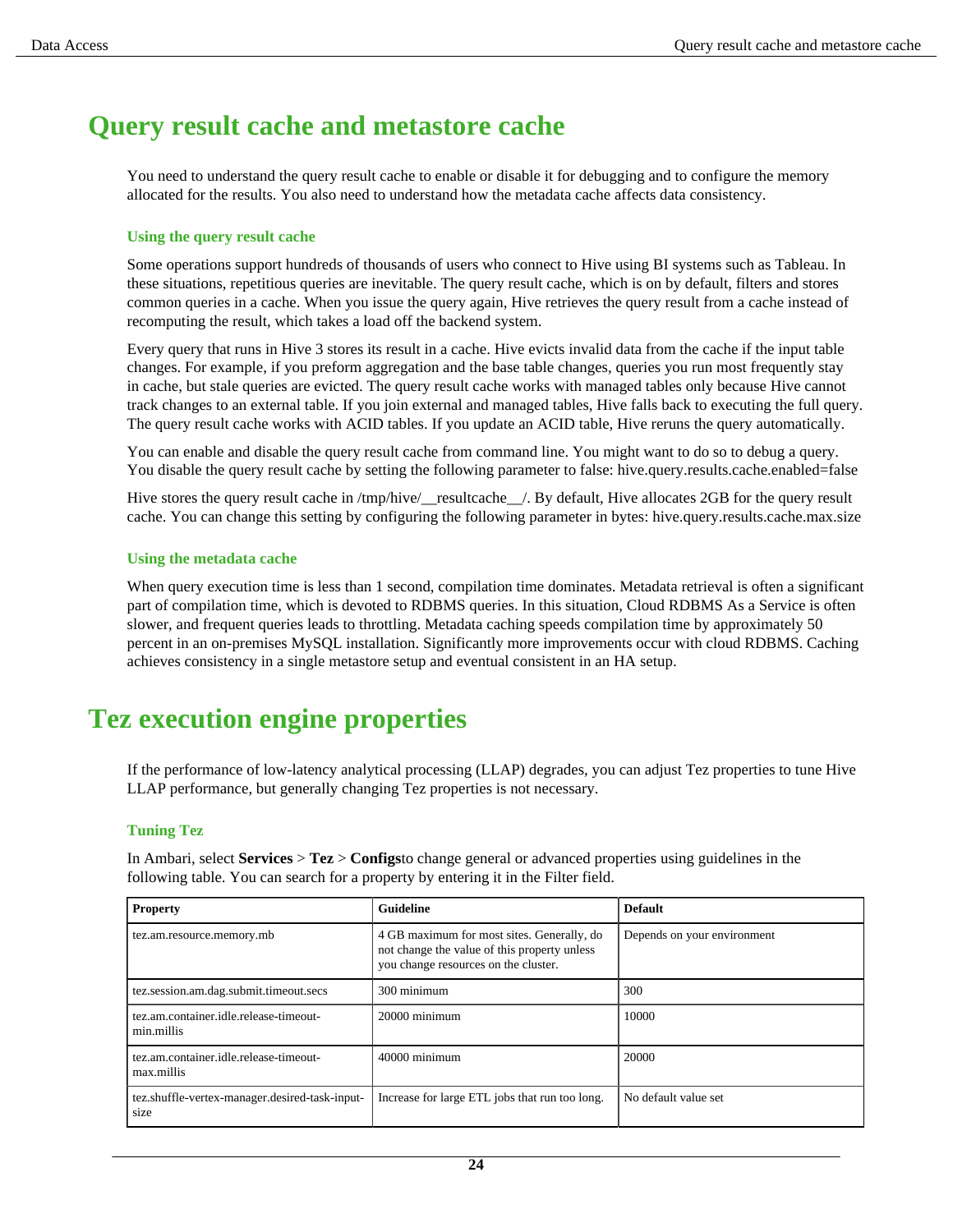# Query result cache and metastore cache

You need to understand the query result cache to enable or disable it for debugging and to configure the memory allocated for the results. You also need to understand how the metadata cache affects data consistency.

### Using the query result cache

Some operations support hundreds of thousands of users who connect to Hive using BI systems such as Tableau. In these situations, repetitious queries are inevitable. The query result cache, which is on by default, filters and stores common queries in a cache. When you issue the query again, Hive retrieves the query result from a cache instead of recomputing the result, which takes a load off the backend system.

Every query that runs in Hive 3 stores its result in a cache. Hive evicts invalid data from the cache if the input table changes. For example, if you preform aggregation and the base table changes, queries you run most frequently stay in cache, but stale queries are evicted. The query result cache works with managed tables only because Hive cannot track changes to an external table. If you join external and managed tables, Hive falls back to executing the full query. The query result cache works with ACID tables. If you update an ACID table, Hive reruns the query automatically.

You can enable and disable the query result cache from command line. You might want to do so to debug a query. You disable the query result cache by setting the following parameter to false: hive.query.results.cache.enabled=false

Hive stores the query result cache in /tmp/hive/__resultcache__/. By default, Hive allocates 2GB for the query result cache. You can change this setting by configuring the following parameter in bytes: hive.query.results.cache.max.size

### Using the metadata cache

When query execution time is less than 1 second, compilation time dominates. Metadata retrieval is often a significant part of compilation time, which is devoted to RDBMS queries. In this situation, Cloud RDBMS As a Service is often slower, and frequent queries leads to throttling. Metadata caching speeds compilation time by approximately 50 percent in an on-premises MySQL installation. Significantly more improvements occur with cloud RDBMS. Caching achieves consistency in a single metastore setup and eventual consistent in an HA setup.

# Tez execution engine properties

If the performance of low-latency analytical processing (LLAP) degrades, you can adjust Tez properties to tune Hive LLAP performance, but generally changing Tez properties is not necessary.

### Tuning Tez

In Ambari, select **Services** > **Tez** > **Configs**to change general or advanced properties using guidelines in the following table. You can search for a property by entering it in the Filter field.

| Property | Guideline | Default |
|---|---|---|
| tez.am.resource.memory.mb | 4 GB maximum for most sites. Generally, do not change the value of this property unless you change resources on the cluster. | Depends on your environment |
| tez.session.am.dag.submit.timeout.secs | 300 minimum | 300 |
| tez.am.container.idle.release-timeout-min.millis | 20000 minimum | 10000 |
| tez.am.container.idle.release-timeout-max.millis | 40000 minimum | 20000 |
| tez.shuffle-vertex-manager.desired-task-input-size | Increase for large ETL jobs that run too long. | No default value set |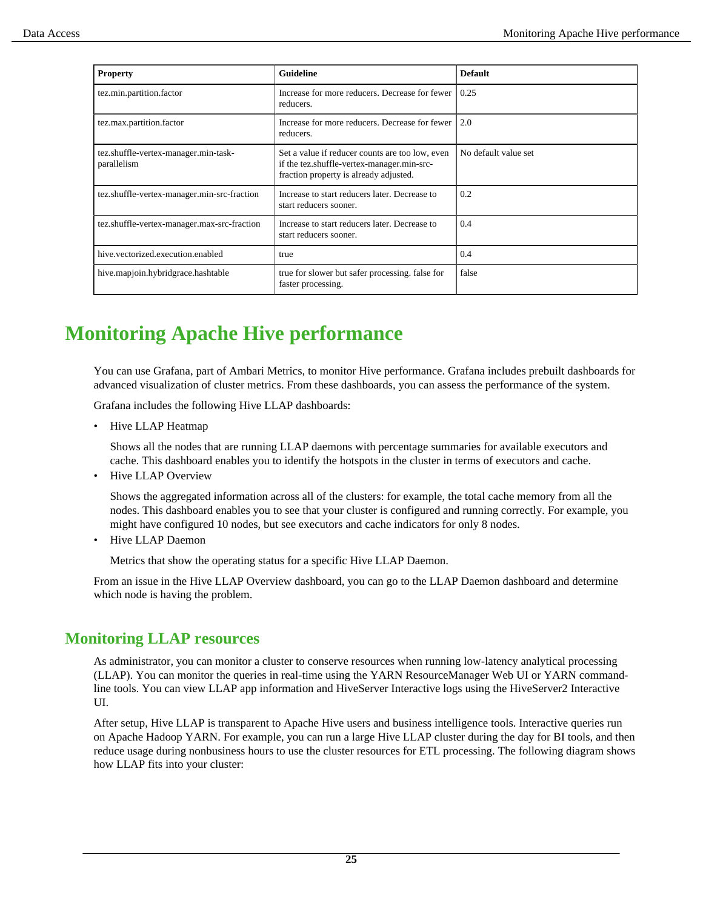| Property | Guideline | Default |
| --- | --- | --- |
| tez.min.partition.factor | Increase for more reducers. Decrease for fewer reducers. | 0.25 |
| tez.max.partition.factor | Increase for more reducers. Decrease for fewer reducers. | 2.0 |
| tez.shuffle-vertex-manager.min-task-parallelism | Set a value if reducer counts are too low, even if the tez.shuffle-vertex-manager.min-src-fraction property is already adjusted. | No default value set |
| tez.shuffle-vertex-manager.min-src-fraction | Increase to start reducers later. Decrease to start reducers sooner. | 0.2 |
| tez.shuffle-vertex-manager.max-src-fraction | Increase to start reducers later. Decrease to start reducers sooner. | 0.4 |
| hive.vectorized.execution.enabled | true | 0.4 |
| hive.mapjoin.hybridgrace.hashtable | true for slower but safer processing. false for faster processing. | false |

# Monitoring Apache Hive performance

You can use Grafana, part of Ambari Metrics, to monitor Hive performance. Grafana includes prebuilt dashboards for advanced visualization of cluster metrics. From these dashboards, you can assess the performance of the system.

Grafana includes the following Hive LLAP dashboards:

- Hive LLAP Heatmap

  Shows all the nodes that are running LLAP daemons with percentage summaries for available executors and cache. This dashboard enables you to identify the hotspots in the cluster in terms of executors and cache.
- Hive LLAP Overview

  Shows the aggregated information across all of the clusters: for example, the total cache memory from all the nodes. This dashboard enables you to see that your cluster is configured and running correctly. For example, you might have configured 10 nodes, but see executors and cache indicators for only 8 nodes.
- Hive LLAP Daemon

  Metrics that show the operating status for a specific Hive LLAP Daemon.

From an issue in the Hive LLAP Overview dashboard, you can go to the LLAP Daemon dashboard and determine which node is having the problem.

## Monitoring LLAP resources

As administrator, you can monitor a cluster to conserve resources when running low-latency analytical processing (LLAP). You can monitor the queries in real-time using the YARN ResourceManager Web UI or YARN command-line tools. You can view LLAP app information and HiveServer Interactive logs using the HiveServer2 Interactive UI.

After setup, Hive LLAP is transparent to Apache Hive users and business intelligence tools. Interactive queries run on Apache Hadoop YARN. For example, you can run a large Hive LLAP cluster during the day for BI tools, and then reduce usage during nonbusiness hours to use the cluster resources for ETL processing. The following diagram shows how LLAP fits into your cluster: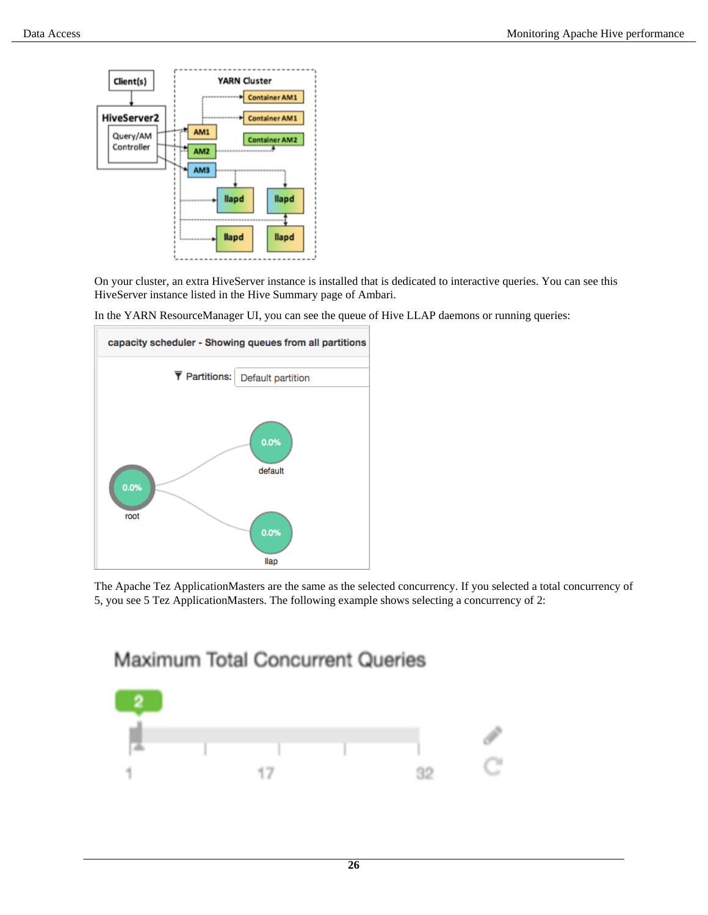On your cluster, an extra HiveServer instance is installed that is dedicated to interactive queries. You can see this HiveServer instance listed in the Hive Summary page of Ambari.

In the YARN ResourceManager UI, you can see the queue of Hive LLAP daemons or running queries:

The Apache Tez ApplicationMasters are the same as the selected concurrency. If you selected a total concurrency of 5, you see 5 Tez ApplicationMasters. The following example shows selecting a concurrency of 2: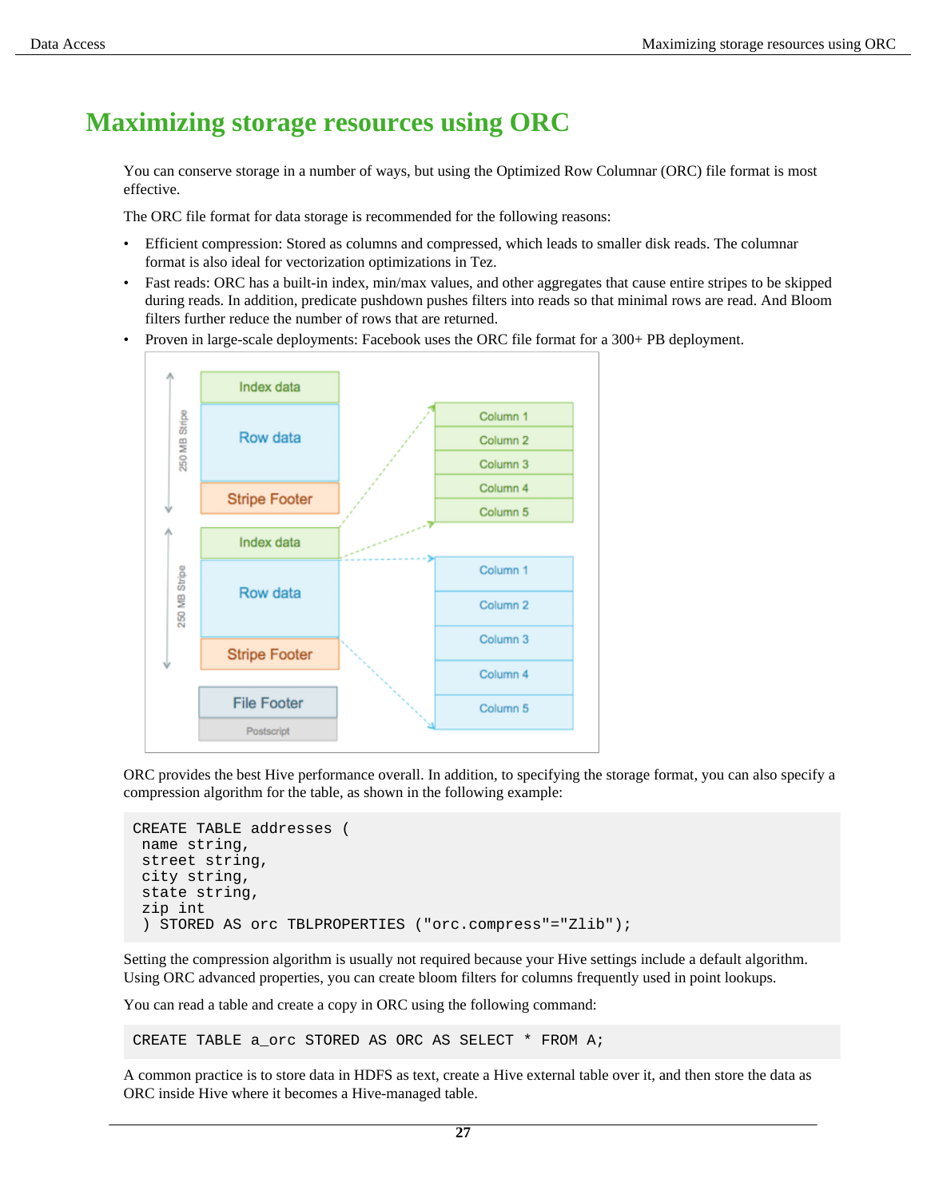# Maximizing storage resources using ORC

You can conserve storage in a number of ways, but using the Optimized Row Columnar (ORC) file format is most effective.

The ORC file format for data storage is recommended for the following reasons:

- Efficient compression: Stored as columns and compressed, which leads to smaller disk reads. The columnar format is also ideal for vectorization optimizations in Tez.
- Fast reads: ORC has a built-in index, min/max values, and other aggregates that cause entire stripes to be skipped during reads. In addition, predicate pushdown pushes filters into reads so that minimal rows are read. And Bloom filters further reduce the number of rows that are returned.
- Proven in large-scale deployments: Facebook uses the ORC file format for a 300+ PB deployment.

ORC provides the best Hive performance overall. In addition, to specifying the storage format, you can also specify a compression algorithm for the table, as shown in the following example:

```
CREATE TABLE addresses (
 name string,
 street string,
 city string,
 state string,
 zip int
 ) STORED AS orc TBLPROPERTIES ("orc.compress"="Zlib");
```

Setting the compression algorithm is usually not required because your Hive settings include a default algorithm. Using ORC advanced properties, you can create bloom filters for columns frequently used in point lookups.

You can read a table and create a copy in ORC using the following command:

```
CREATE TABLE a_orc STORED AS ORC AS SELECT * FROM A;
```

A common practice is to store data in HDFS as text, create a Hive external table over it, and then store the data as ORC inside Hive where it becomes a Hive-managed table.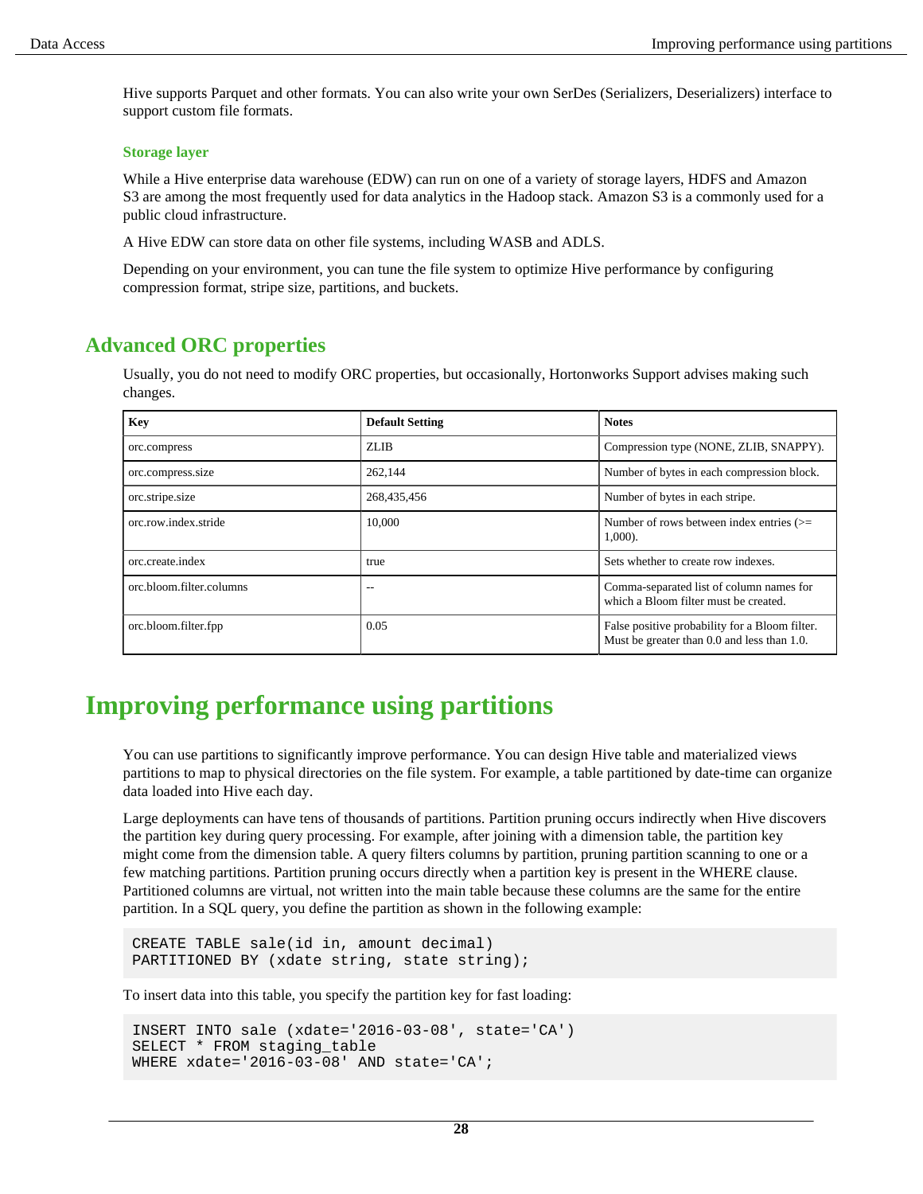Hive supports Parquet and other formats. You can also write your own SerDes (Serializers, Deserializers) interface to support custom file formats.

### Storage layer

While a Hive enterprise data warehouse (EDW) can run on one of a variety of storage layers, HDFS and Amazon S3 are among the most frequently used for data analytics in the Hadoop stack. Amazon S3 is a commonly used for a public cloud infrastructure.

A Hive EDW can store data on other file systems, including WASB and ADLS.

Depending on your environment, you can tune the file system to optimize Hive performance by configuring compression format, stripe size, partitions, and buckets.

## Advanced ORC properties

Usually, you do not need to modify ORC properties, but occasionally, Hortonworks Support advises making such changes.

| Key | Default Setting | Notes |
|---|---|---|
| orc.compress | ZLIB | Compression type (NONE, ZLIB, SNAPPY). |
| orc.compress.size | 262,144 | Number of bytes in each compression block. |
| orc.stripe.size | 268,435,456 | Number of bytes in each stripe. |
| orc.row.index.stride | 10,000 | Number of rows between index entries (>= 1,000). |
| orc.create.index | true | Sets whether to create row indexes. |
| orc.bloom.filter.columns | -- | Comma-separated list of column names for which a Bloom filter must be created. |
| orc.bloom.filter.fpp | 0.05 | False positive probability for a Bloom filter. Must be greater than 0.0 and less than 1.0. |

# Improving performance using partitions

You can use partitions to significantly improve performance. You can design Hive table and materialized views partitions to map to physical directories on the file system. For example, a table partitioned by date-time can organize data loaded into Hive each day.

Large deployments can have tens of thousands of partitions. Partition pruning occurs indirectly when Hive discovers the partition key during query processing. For example, after joining with a dimension table, the partition key might come from the dimension table. A query filters columns by partition, pruning partition scanning to one or a few matching partitions. Partition pruning occurs directly when a partition key is present in the WHERE clause. Partitioned columns are virtual, not written into the main table because these columns are the same for the entire partition. In a SQL query, you define the partition as shown in the following example:

```
CREATE TABLE sale(id in, amount decimal)
PARTITIONED BY (xdate string, state string);
```

To insert data into this table, you specify the partition key for fast loading:

```
INSERT INTO sale (xdate='2016-03-08', state='CA')
SELECT * FROM staging_table
WHERE xdate='2016-03-08' AND state='CA';
```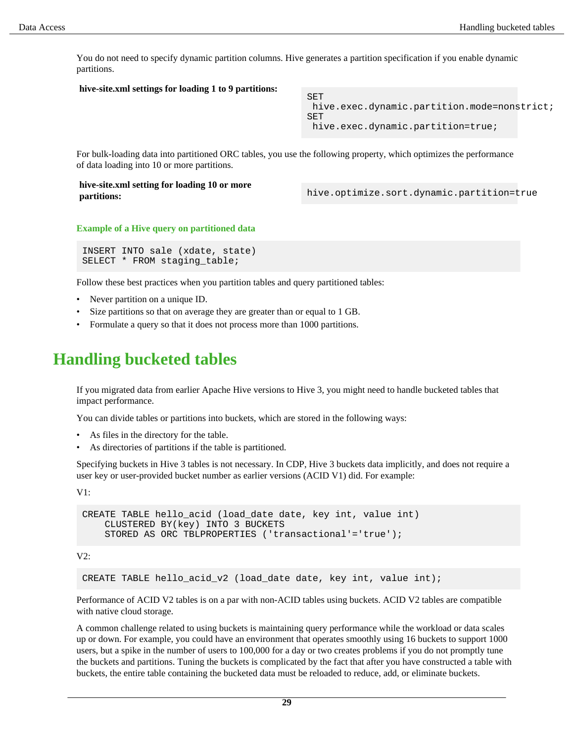You do not need to specify dynamic partition columns. Hive generates a partition specification if you enable dynamic partitions.

**hive-site.xml settings for loading 1 to 9 partitions:**

```
SET
 hive.exec.dynamic.partition.mode=nonstrict;
SET
 hive.exec.dynamic.partition=true;
```

For bulk-loading data into partitioned ORC tables, you use the following property, which optimizes the performance of data loading into 10 or more partitions.

**hive-site.xml setting for loading 10 or more partitions:**

```
hive.optimize.sort.dynamic.partition=true
```

### Example of a Hive query on partitioned data

```
INSERT INTO sale (xdate, state)
SELECT * FROM staging_table;
```

Follow these best practices when you partition tables and query partitioned tables:

- Never partition on a unique ID.
- Size partitions so that on average they are greater than or equal to 1 GB.
- Formulate a query so that it does not process more than 1000 partitions.

# Handling bucketed tables

If you migrated data from earlier Apache Hive versions to Hive 3, you might need to handle bucketed tables that impact performance.

You can divide tables or partitions into buckets, which are stored in the following ways:

- As files in the directory for the table.
- As directories of partitions if the table is partitioned.

Specifying buckets in Hive 3 tables is not necessary. In CDP, Hive 3 buckets data implicitly, and does not require a user key or user-provided bucket number as earlier versions (ACID V1) did. For example:

V1:

```
CREATE TABLE hello_acid (load_date date, key int, value int)
    CLUSTERED BY(key) INTO 3 BUCKETS
    STORED AS ORC TBLPROPERTIES ('transactional'='true');
```

V2:

```
CREATE TABLE hello_acid_v2 (load_date date, key int, value int);
```

Performance of ACID V2 tables is on a par with non-ACID tables using buckets. ACID V2 tables are compatible with native cloud storage.

A common challenge related to using buckets is maintaining query performance while the workload or data scales up or down. For example, you could have an environment that operates smoothly using 16 buckets to support 1000 users, but a spike in the number of users to 100,000 for a day or two creates problems if you do not promptly tune the buckets and partitions. Tuning the buckets is complicated by the fact that after you have constructed a table with buckets, the entire table containing the bucketed data must be reloaded to reduce, add, or eliminate buckets.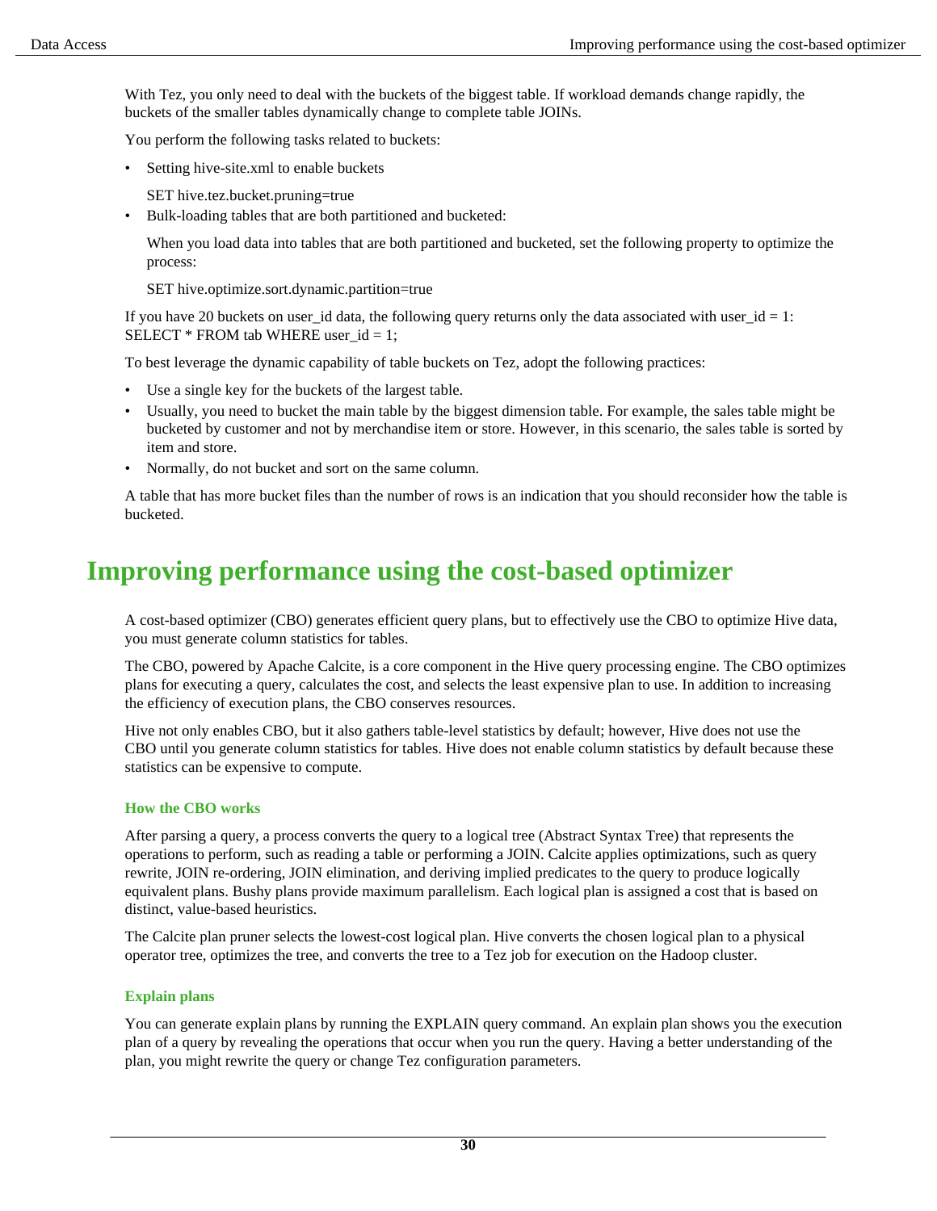With Tez, you only need to deal with the buckets of the biggest table. If workload demands change rapidly, the buckets of the smaller tables dynamically change to complete table JOINs.

You perform the following tasks related to buckets:

- Setting hive-site.xml to enable buckets

  SET hive.tez.bucket.pruning=true
- Bulk-loading tables that are both partitioned and bucketed:

  When you load data into tables that are both partitioned and bucketed, set the following property to optimize the process:

  SET hive.optimize.sort.dynamic.partition=true

If you have 20 buckets on user_id data, the following query returns only the data associated with user_id = 1: SELECT * FROM tab WHERE user_id = 1;

To best leverage the dynamic capability of table buckets on Tez, adopt the following practices:

- Use a single key for the buckets of the largest table.
- Usually, you need to bucket the main table by the biggest dimension table. For example, the sales table might be bucketed by customer and not by merchandise item or store. However, in this scenario, the sales table is sorted by item and store.
- Normally, do not bucket and sort on the same column.

A table that has more bucket files than the number of rows is an indication that you should reconsider how the table is bucketed.

# Improving performance using the cost-based optimizer

A cost-based optimizer (CBO) generates efficient query plans, but to effectively use the CBO to optimize Hive data, you must generate column statistics for tables.

The CBO, powered by Apache Calcite, is a core component in the Hive query processing engine. The CBO optimizes plans for executing a query, calculates the cost, and selects the least expensive plan to use. In addition to increasing the efficiency of execution plans, the CBO conserves resources.

Hive not only enables CBO, but it also gathers table-level statistics by default; however, Hive does not use the CBO until you generate column statistics for tables. Hive does not enable column statistics by default because these statistics can be expensive to compute.

### How the CBO works

After parsing a query, a process converts the query to a logical tree (Abstract Syntax Tree) that represents the operations to perform, such as reading a table or performing a JOIN. Calcite applies optimizations, such as query rewrite, JOIN re-ordering, JOIN elimination, and deriving implied predicates to the query to produce logically equivalent plans. Bushy plans provide maximum parallelism. Each logical plan is assigned a cost that is based on distinct, value-based heuristics.

The Calcite plan pruner selects the lowest-cost logical plan. Hive converts the chosen logical plan to a physical operator tree, optimizes the tree, and converts the tree to a Tez job for execution on the Hadoop cluster.

### Explain plans

You can generate explain plans by running the EXPLAIN query command. An explain plan shows you the execution plan of a query by revealing the operations that occur when you run the query. Having a better understanding of the plan, you might rewrite the query or change Tez configuration parameters.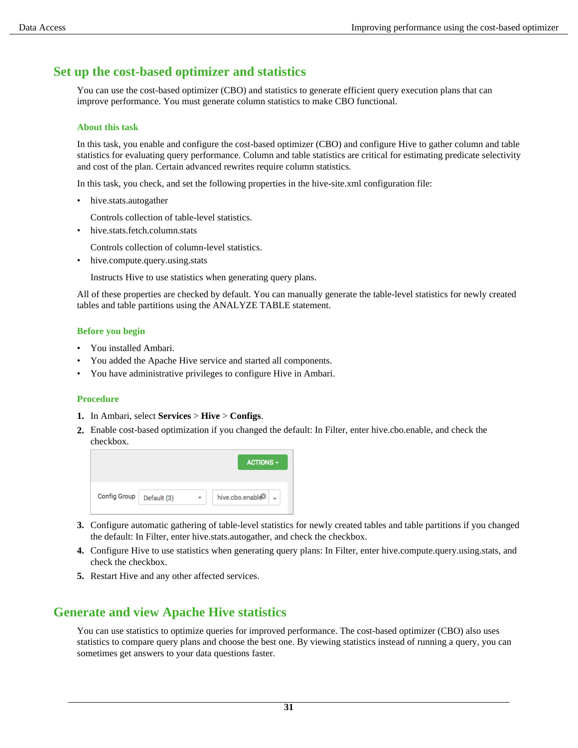## Set up the cost-based optimizer and statistics

You can use the cost-based optimizer (CBO) and statistics to generate efficient query execution plans that can improve performance. You must generate column statistics to make CBO functional.

### About this task

In this task, you enable and configure the cost-based optimizer (CBO) and configure Hive to gather column and table statistics for evaluating query performance. Column and table statistics are critical for estimating predicate selectivity and cost of the plan. Certain advanced rewrites require column statistics.

In this task, you check, and set the following properties in the hive-site.xml configuration file:

- hive.stats.autogather

  Controls collection of table-level statistics.
- hive.stats.fetch.column.stats

  Controls collection of column-level statistics.
- hive.compute.query.using.stats

  Instructs Hive to use statistics when generating query plans.

All of these properties are checked by default. You can manually generate the table-level statistics for newly created tables and table partitions using the ANALYZE TABLE statement.

### Before you begin

- You installed Ambari.
- You added the Apache Hive service and started all components.
- You have administrative privileges to configure Hive in Ambari.

### Procedure

1. In Ambari, select **Services** > **Hive** > **Configs**.
2. Enable cost-based optimization if you changed the default: In Filter, enter hive.cbo.enable, and check the checkbox.
3. Configure automatic gathering of table-level statistics for newly created tables and table partitions if you changed the default: In Filter, enter hive.stats.autogather, and check the checkbox.
4. Configure Hive to use statistics when generating query plans: In Filter, enter hive.compute.query.using.stats, and check the checkbox.
5. Restart Hive and any other affected services.

## Generate and view Apache Hive statistics

You can use statistics to optimize queries for improved performance. The cost-based optimizer (CBO) also uses statistics to compare query plans and choose the best one. By viewing statistics instead of running a query, you can sometimes get answers to your data questions faster.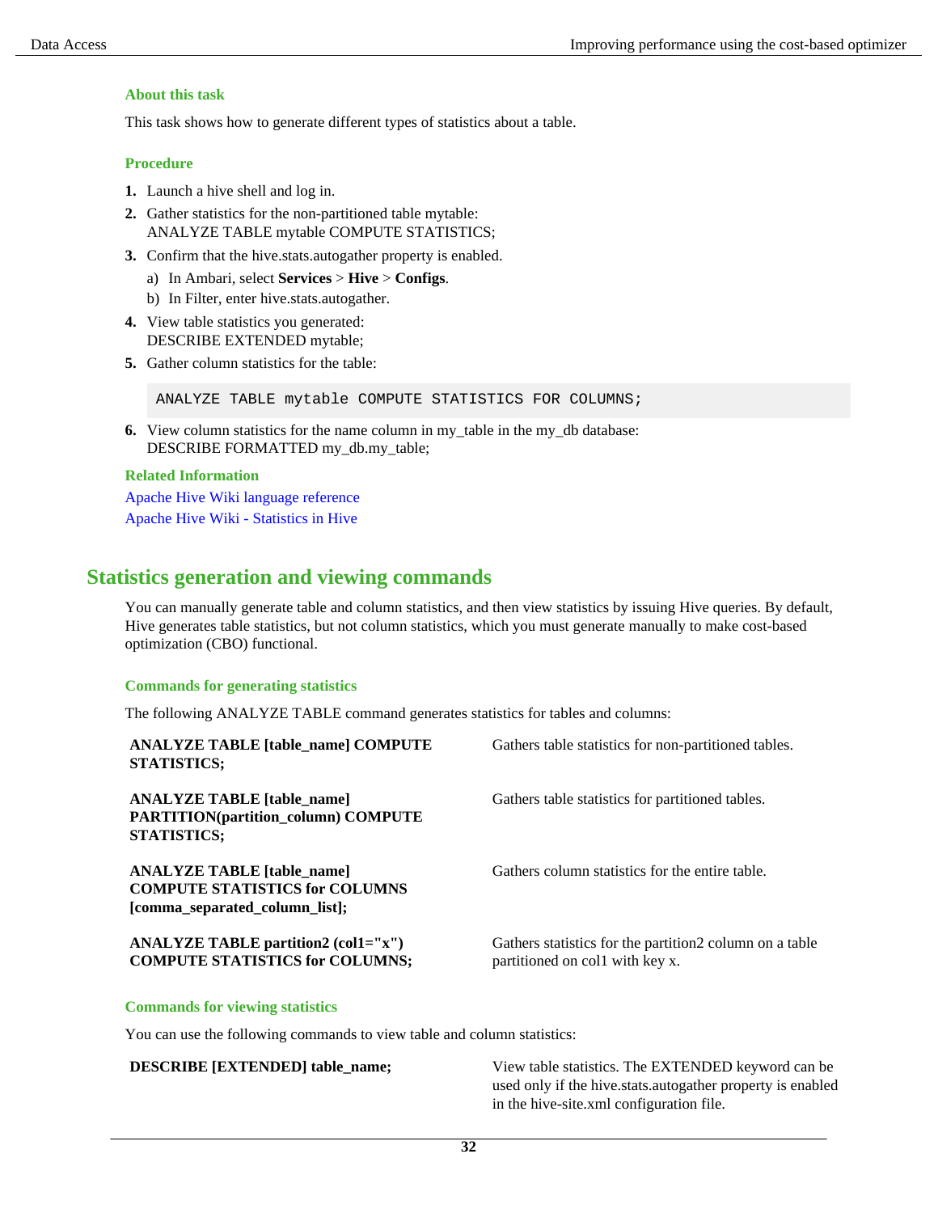#### About this task

This task shows how to generate different types of statistics about a table.

#### Procedure

1. Launch a hive shell and log in.
2. Gather statistics for the non-partitioned table mytable:
   ANALYZE TABLE mytable COMPUTE STATISTICS;
3. Confirm that the hive.stats.autogather property is enabled.
   a) In Ambari, select **Services** > **Hive** > **Configs**.
   b) In Filter, enter hive.stats.autogather.
4. View table statistics you generated:
   DESCRIBE EXTENDED mytable;
5. Gather column statistics for the table:

   ```
   ANALYZE TABLE mytable COMPUTE STATISTICS FOR COLUMNS;
   ```

6. View column statistics for the name column in my_table in the my_db database:
   DESCRIBE FORMATTED my_db.my_table;

#### Related Information

Apache Hive Wiki language reference

Apache Hive Wiki - Statistics in Hive

## Statistics generation and viewing commands

You can manually generate table and column statistics, and then view statistics by issuing Hive queries. By default, Hive generates table statistics, but not column statistics, which you must generate manually to make cost-based optimization (CBO) functional.

#### Commands for generating statistics

The following ANALYZE TABLE command generates statistics for tables and columns:

| Command | Description |
|---|---|
| **ANALYZE TABLE [table_name] COMPUTE STATISTICS;** | Gathers table statistics for non-partitioned tables. |
| **ANALYZE TABLE [table_name] PARTITION(partition_column) COMPUTE STATISTICS;** | Gathers table statistics for partitioned tables. |
| **ANALYZE TABLE [table_name] COMPUTE STATISTICS for COLUMNS [comma_separated_column_list];** | Gathers column statistics for the entire table. |
| **ANALYZE TABLE partition2 (col1="x") COMPUTE STATISTICS for COLUMNS;** | Gathers statistics for the partition2 column on a table partitioned on col1 with key x. |

#### Commands for viewing statistics

You can use the following commands to view table and column statistics:

| Command | Description |
|---|---|
| **DESCRIBE [EXTENDED] table_name;** | View table statistics. The EXTENDED keyword can be used only if the hive.stats.autogather property is enabled in the hive-site.xml configuration file. |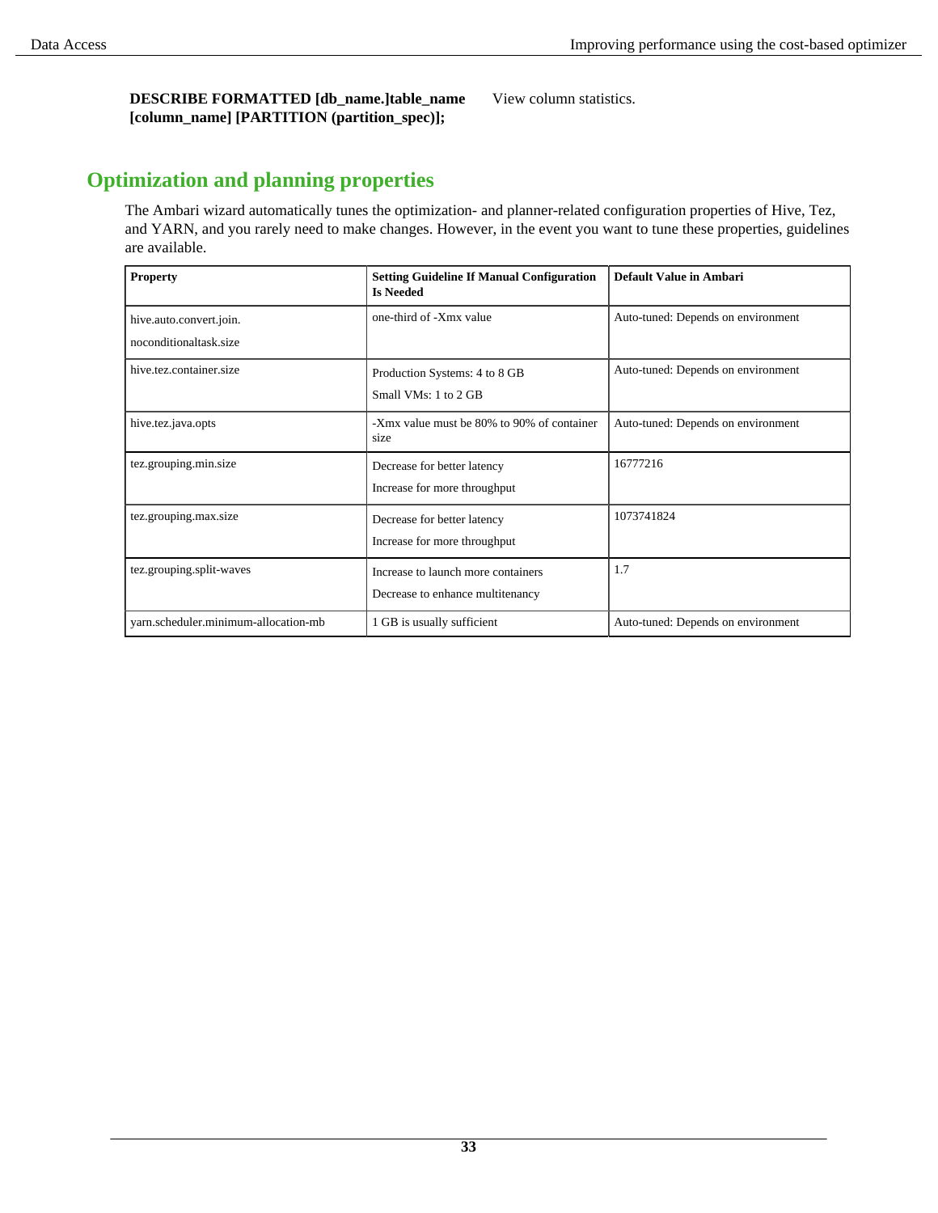| | |
|---|---|
| **DESCRIBE FORMATTED [db_name.]table_name [column_name] [PARTITION (partition_spec)];** | View column statistics. |

## Optimization and planning properties

The Ambari wizard automatically tunes the optimization- and planner-related configuration properties of Hive, Tez, and YARN, and you rarely need to make changes. However, in the event you want to tune these properties, guidelines are available.

| Property | Setting Guideline If Manual Configuration Is Needed | Default Value in Ambari |
|---|---|---|
| hive.auto.convert.join.noconditionaltask.size | one-third of -Xmx value | Auto-tuned: Depends on environment |
| hive.tez.container.size | Production Systems: 4 to 8 GB<br>Small VMs: 1 to 2 GB | Auto-tuned: Depends on environment |
| hive.tez.java.opts | -Xmx value must be 80% to 90% of container size | Auto-tuned: Depends on environment |
| tez.grouping.min.size | Decrease for better latency<br>Increase for more throughput | 16777216 |
| tez.grouping.max.size | Decrease for better latency<br>Increase for more throughput | 1073741824 |
| tez.grouping.split-waves | Increase to launch more containers<br>Decrease to enhance multitenancy | 1.7 |
| yarn.scheduler.minimum-allocation-mb | 1 GB is usually sufficient | Auto-tuned: Depends on environment |